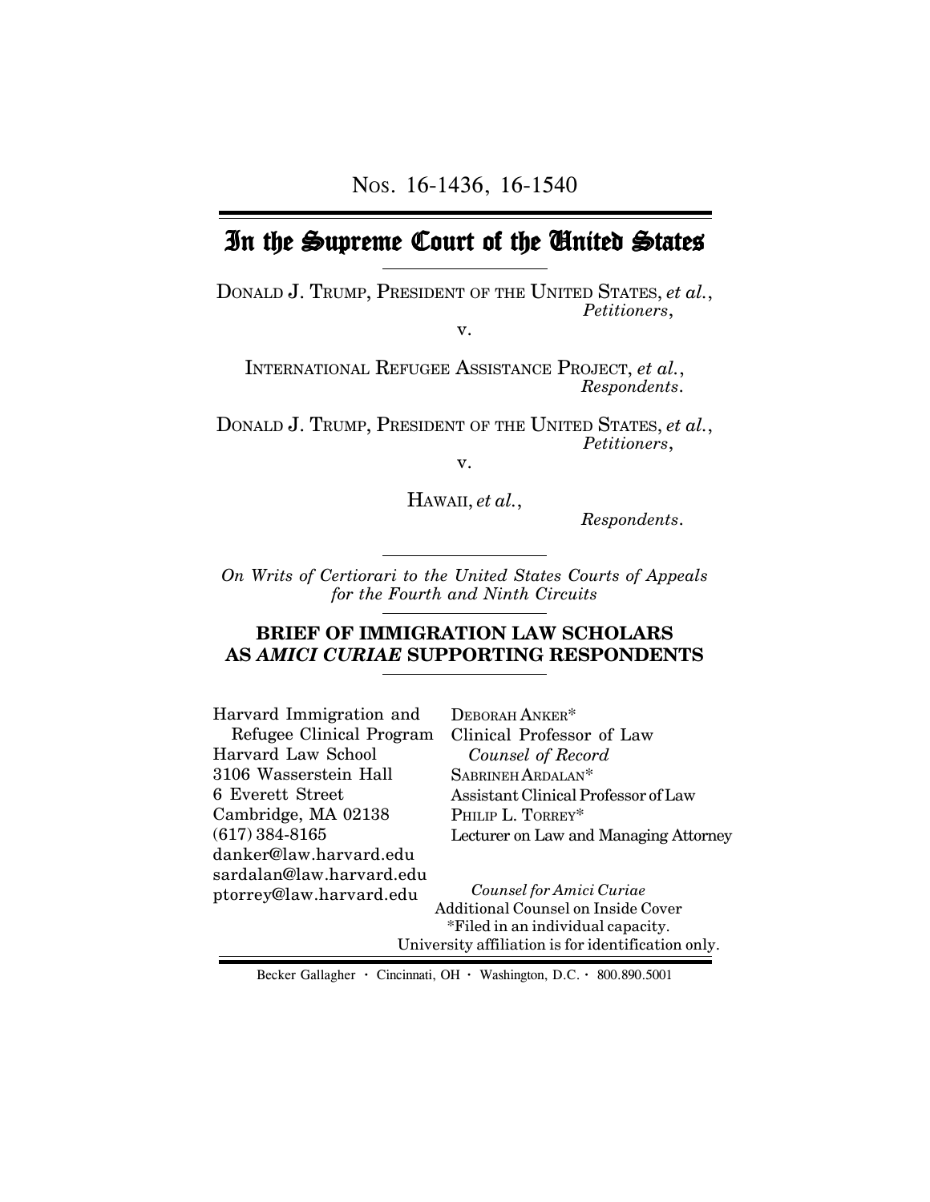Nos. 16-1436, 16-1540

# In the Supreme Court of the United States

Donald J. Trump, President of the United States, *et al.*,
*Petitioners*,

v.

International Refugee Assistance Project, *et al.*,
*Respondents*.

Donald J. Trump, President of the United States, *et al.*,
*Petitioners*,

v.

Hawaii, *et al.*,
*Respondents*.

*On Writs of Certiorari to the United States Courts of Appeals for the Fourth and Ninth Circuits*

## BRIEF OF IMMIGRATION LAW SCHOLARS AS *AMICI CURIAE* SUPPORTING RESPONDENTS

Harvard Immigration and Refugee Clinical Program
Harvard Law School
3106 Wasserstein Hall
6 Everett Street
Cambridge, MA 02138
(617) 384-8165
danker@law.harvard.edu
sardalan@law.harvard.edu
ptorrey@law.harvard.edu

Deborah Anker*
Clinical Professor of Law
*Counsel of Record*
Sabrineh Ardalan*
Assistant Clinical Professor of Law
Philip L. Torrey*
Lecturer on Law and Managing Attorney

*Counsel for Amici Curiae*
Additional Counsel on Inside Cover
*Filed in an individual capacity.
University affiliation is for identification only.

Becker Gallagher · Cincinnati, OH · Washington, D.C. · 800.890.5001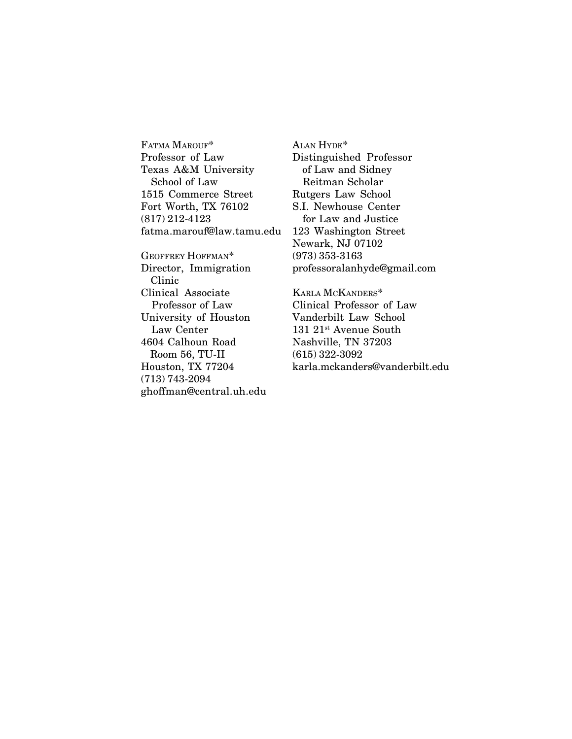FATMA MAROUF*
Professor of Law
Texas A&M University
School of Law
1515 Commerce Street
Fort Worth, TX 76102
(817) 212-4123
fatma.marouf@law.tamu.edu

GEOFFREY HOFFMAN*
Director, Immigration
Clinic
Clinical Associate
Professor of Law
University of Houston
Law Center
4604 Calhoun Road
Room 56, TU-II
Houston, TX 77204
(713) 743-2094
ghoffman@central.uh.edu

ALAN HYDE*
Distinguished Professor
of Law and Sidney
Reitman Scholar
Rutgers Law School
S.I. Newhouse Center
for Law and Justice
123 Washington Street
Newark, NJ 07102
(973) 353-3163
professoralanhyde@gmail.com

KARLA MCKANDERS*
Clinical Professor of Law
Vanderbilt Law School
131 21st Avenue South
Nashville, TN 37203
(615) 322-3092
karla.mckanders@vanderbilt.edu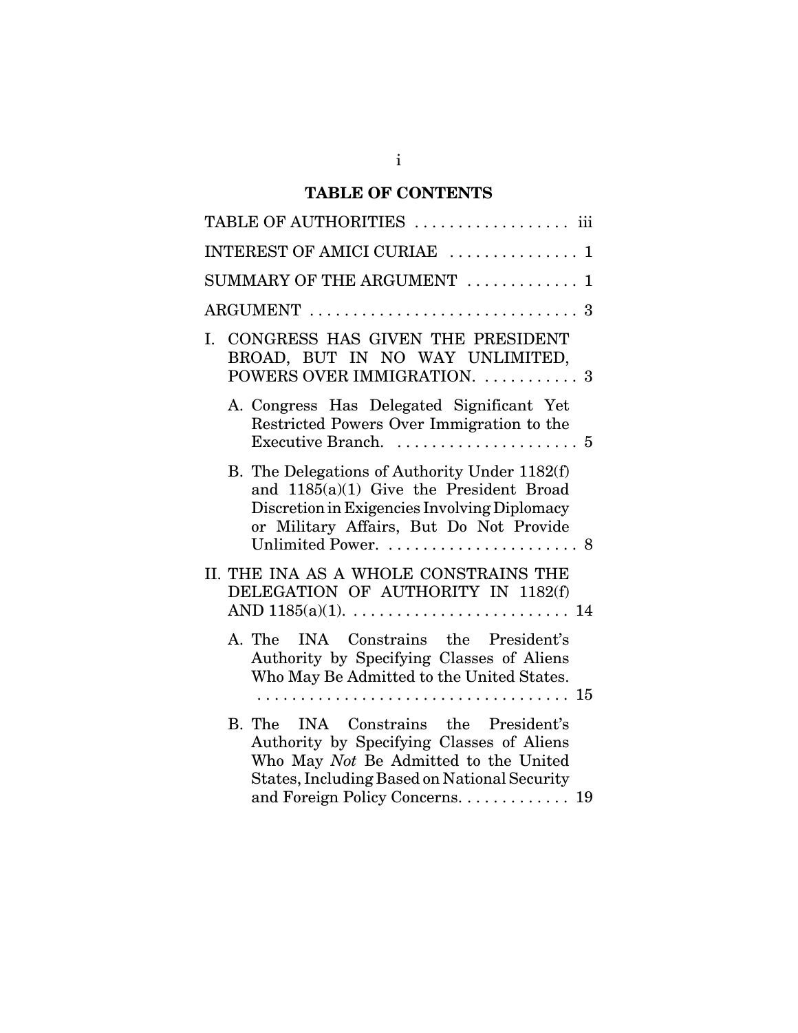# TABLE OF CONTENTS

TABLE OF AUTHORITIES . . . . . . . . . . . . . . . . . . iii

INTEREST OF AMICI CURIAE . . . . . . . . . . . . . . . 1

SUMMARY OF THE ARGUMENT . . . . . . . . . . . . . 1

ARGUMENT . . . . . . . . . . . . . . . . . . . . . . . . . . . . . . 3

I. CONGRESS HAS GIVEN THE PRESIDENT BROAD, BUT IN NO WAY UNLIMITED, POWERS OVER IMMIGRATION. . . . . . . . . . . . 3

   A. Congress Has Delegated Significant Yet Restricted Powers Over Immigration to the Executive Branch. . . . . . . . . . . . . . . . . . . . . . 5

   B. The Delegations of Authority Under 1182(f) and 1185(a)(1) Give the President Broad Discretion in Exigencies Involving Diplomacy or Military Affairs, But Do Not Provide Unlimited Power. . . . . . . . . . . . . . . . . . . . . . . 8

II. THE INA AS A WHOLE CONSTRAINS THE DELEGATION OF AUTHORITY IN 1182(f) AND 1185(a)(1). . . . . . . . . . . . . . . . . . . . . . . . . . 14

   A. The INA Constrains the President's Authority by Specifying Classes of Aliens Who May Be Admitted to the United States. . . . . . . . . . . . . . . . . . . . . . . . . . . . . . . . . . . . . . 15

   B. The INA Constrains the President's Authority by Specifying Classes of Aliens Who May *Not* Be Admitted to the United States, Including Based on National Security and Foreign Policy Concerns. . . . . . . . . . . . . 19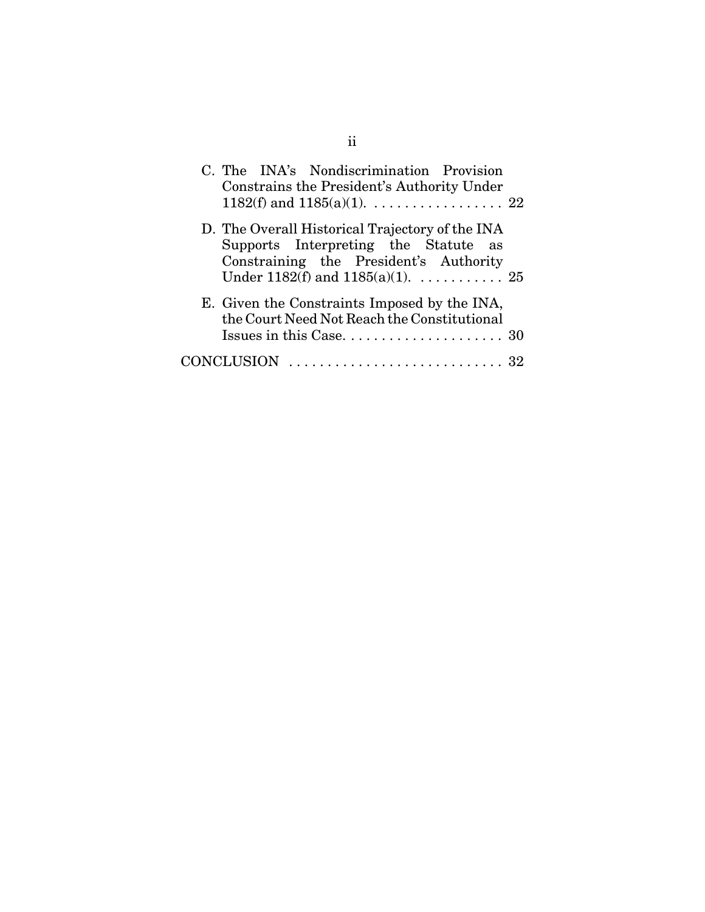C. The INA's Nondiscrimination Provision Constrains the President's Authority Under 1182(f) and 1185(a)(1). . . . . . . . . . . . . . . . . . 22

D. The Overall Historical Trajectory of the INA Supports Interpreting the Statute as Constraining the President's Authority Under 1182(f) and 1185(a)(1). . . . . . . . . . . . 25

E. Given the Constraints Imposed by the INA, the Court Need Not Reach the Constitutional Issues in this Case. . . . . . . . . . . . . . . . . . . . . 30

CONCLUSION . . . . . . . . . . . . . . . . . . . . . . . . . . . . 32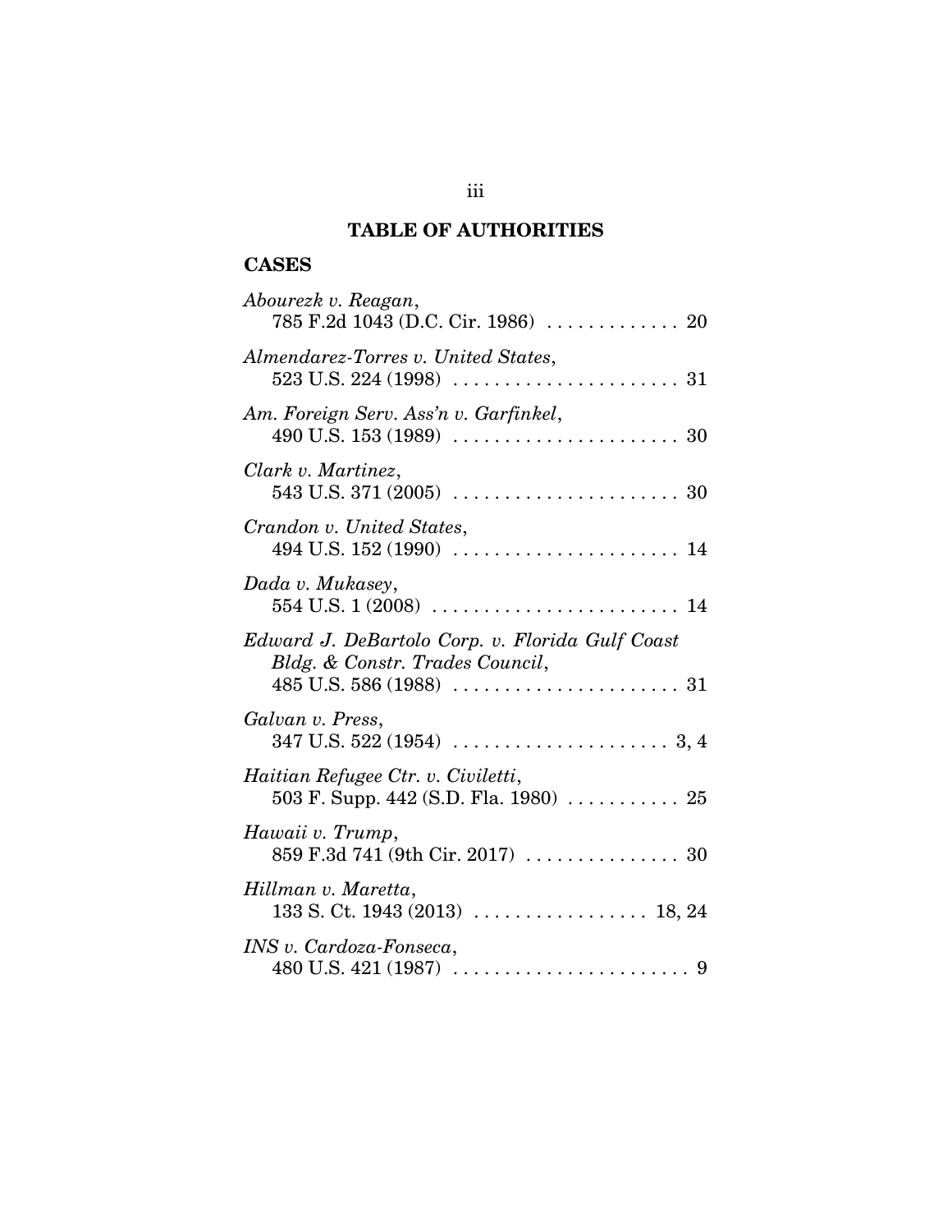## TABLE OF AUTHORITIES

### CASES

*Abourezk v. Reagan*,
785 F.2d 1043 (D.C. Cir. 1986) . . . . . . . . . . . . . 20

*Almendarez-Torres v. United States*,
523 U.S. 224 (1998) . . . . . . . . . . . . . . . . . . . . . . 31

*Am. Foreign Serv. Ass'n v. Garfinkel*,
490 U.S. 153 (1989) . . . . . . . . . . . . . . . . . . . . . . 30

*Clark v. Martinez*,
543 U.S. 371 (2005) . . . . . . . . . . . . . . . . . . . . . . 30

*Crandon v. United States*,
494 U.S. 152 (1990) . . . . . . . . . . . . . . . . . . . . . . 14

*Dada v. Mukasey*,
554 U.S. 1 (2008) . . . . . . . . . . . . . . . . . . . . . . . . 14

*Edward J. DeBartolo Corp. v. Florida Gulf Coast Bldg. & Constr. Trades Council*,
485 U.S. 586 (1988) . . . . . . . . . . . . . . . . . . . . . . 31

*Galvan v. Press*,
347 U.S. 522 (1954) . . . . . . . . . . . . . . . . . . . . . 3, 4

*Haitian Refugee Ctr. v. Civiletti*,
503 F. Supp. 442 (S.D. Fla. 1980) . . . . . . . . . . . 25

*Hawaii v. Trump*,
859 F.3d 741 (9th Cir. 2017) . . . . . . . . . . . . . . . 30

*Hillman v. Maretta*,
133 S. Ct. 1943 (2013) . . . . . . . . . . . . . . . . . 18, 24

*INS v. Cardoza-Fonseca*,
480 U.S. 421 (1987) . . . . . . . . . . . . . . . . . . . . . . . 9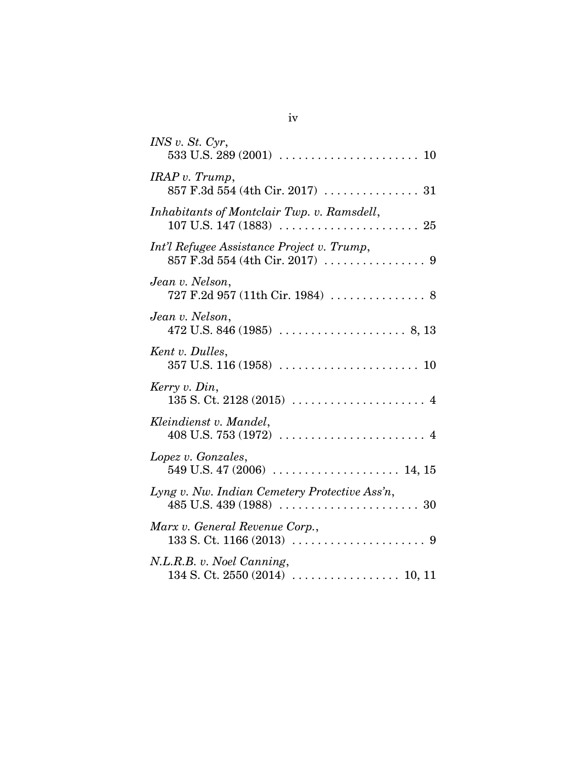*INS v. St. Cyr*,
533 U.S. 289 (2001) . . . . . . . . . . . . . . . . . . . . . . 10

*IRAP v. Trump*,
857 F.3d 554 (4th Cir. 2017) . . . . . . . . . . . . . . . 31

*Inhabitants of Montclair Twp. v. Ramsdell*,
107 U.S. 147 (1883) . . . . . . . . . . . . . . . . . . . . . . 25

*Int'l Refugee Assistance Project v. Trump*,
857 F.3d 554 (4th Cir. 2017) . . . . . . . . . . . . . . . . 9

*Jean v. Nelson*,
727 F.2d 957 (11th Cir. 1984) . . . . . . . . . . . . . . . 8

*Jean v. Nelson*,
472 U.S. 846 (1985) . . . . . . . . . . . . . . . . . . . . 8, 13

*Kent v. Dulles*,
357 U.S. 116 (1958) . . . . . . . . . . . . . . . . . . . . . . 10

*Kerry v. Din*,
135 S. Ct. 2128 (2015) . . . . . . . . . . . . . . . . . . . . . 4

*Kleindienst v. Mandel*,
408 U.S. 753 (1972) . . . . . . . . . . . . . . . . . . . . . . . 4

*Lopez v. Gonzales*,
549 U.S. 47 (2006) . . . . . . . . . . . . . . . . . . . . 14, 15

*Lyng v. Nw. Indian Cemetery Protective Ass'n*,
485 U.S. 439 (1988) . . . . . . . . . . . . . . . . . . . . . . 30

*Marx v. General Revenue Corp.*,
133 S. Ct. 1166 (2013) . . . . . . . . . . . . . . . . . . . . . 9

*N.L.R.B. v. Noel Canning*,
134 S. Ct. 2550 (2014) . . . . . . . . . . . . . . . . . 10, 11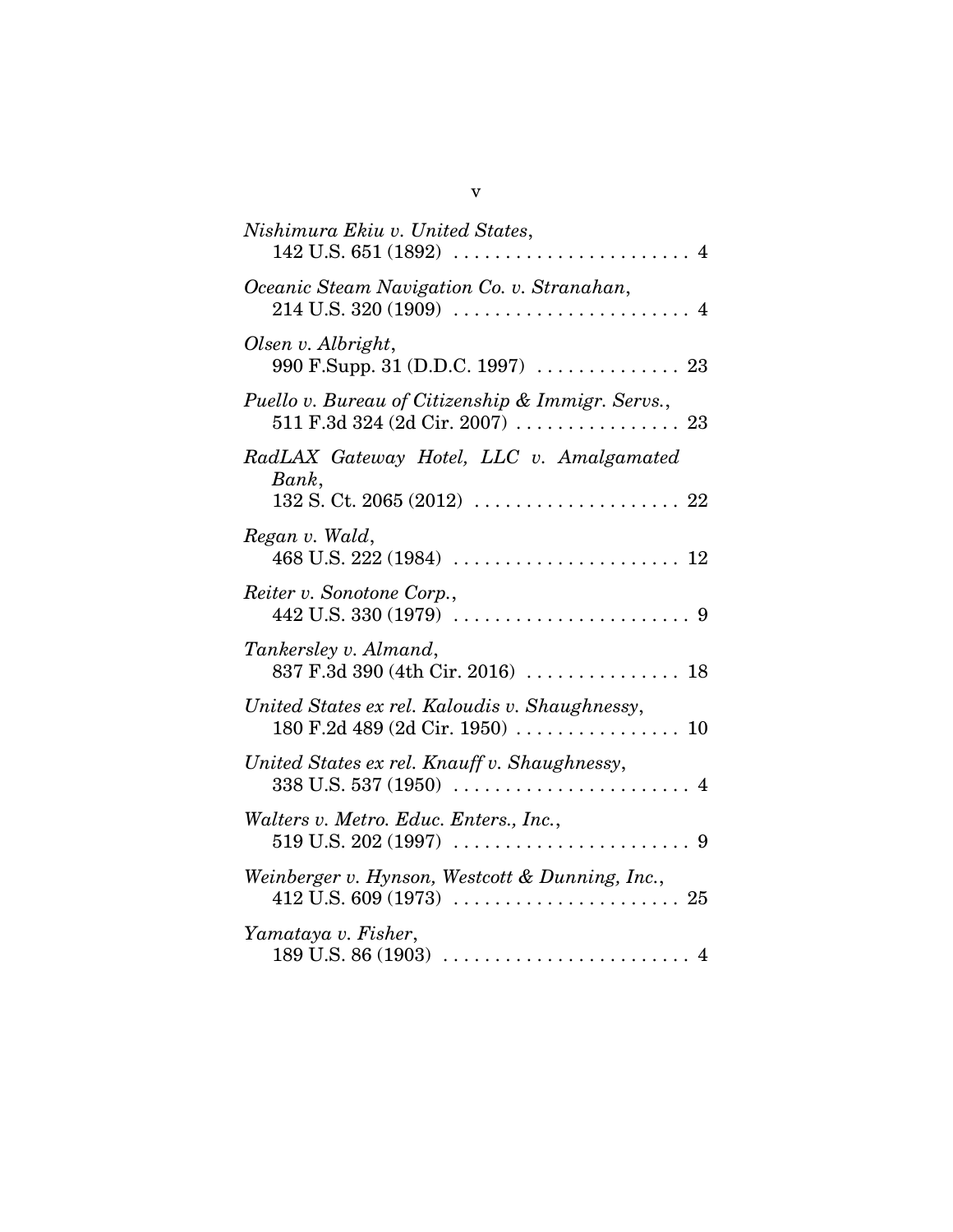*Nishimura Ekiu v. United States*,
142 U.S. 651 (1892) . . . . . . . . . . . . . . . . . . . . . . . 4

*Oceanic Steam Navigation Co. v. Stranahan*,
214 U.S. 320 (1909) . . . . . . . . . . . . . . . . . . . . . . . 4

*Olsen v. Albright*,
990 F.Supp. 31 (D.D.C. 1997) . . . . . . . . . . . . . . 23

*Puello v. Bureau of Citizenship & Immigr. Servs.*,
511 F.3d 324 (2d Cir. 2007) . . . . . . . . . . . . . . . . 23

*RadLAX Gateway Hotel, LLC v. Amalgamated Bank*,
132 S. Ct. 2065 (2012) . . . . . . . . . . . . . . . . . . . . 22

*Regan v. Wald*,
468 U.S. 222 (1984) . . . . . . . . . . . . . . . . . . . . . . 12

*Reiter v. Sonotone Corp.*,
442 U.S. 330 (1979) . . . . . . . . . . . . . . . . . . . . . . . 9

*Tankersley v. Almand*,
837 F.3d 390 (4th Cir. 2016) . . . . . . . . . . . . . . . 18

*United States ex rel. Kaloudis v. Shaughnessy*,
180 F.2d 489 (2d Cir. 1950) . . . . . . . . . . . . . . . . 10

*United States ex rel. Knauff v. Shaughnessy*,
338 U.S. 537 (1950) . . . . . . . . . . . . . . . . . . . . . . . 4

*Walters v. Metro. Educ. Enters., Inc.*,
519 U.S. 202 (1997) . . . . . . . . . . . . . . . . . . . . . . . 9

*Weinberger v. Hynson, Westcott & Dunning, Inc.*,
412 U.S. 609 (1973) . . . . . . . . . . . . . . . . . . . . . . 25

*Yamataya v. Fisher*,
189 U.S. 86 (1903) . . . . . . . . . . . . . . . . . . . . . . . . 4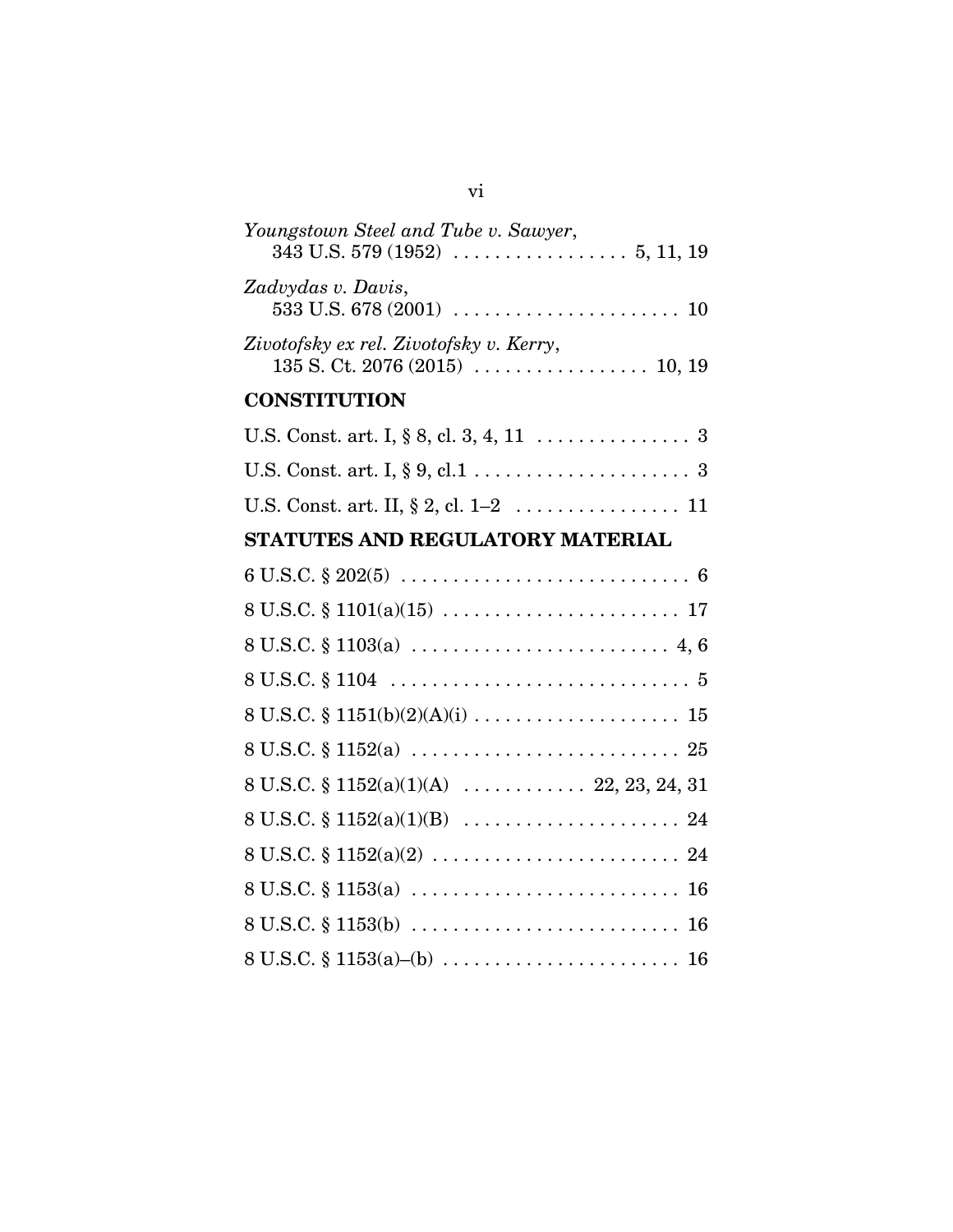*Youngstown Steel and Tube v. Sawyer*,
343 U.S. 579 (1952) . . . . . . . . . . . . . . . . . 5, 11, 19

*Zadvydas v. Davis*,
533 U.S. 678 (2001) . . . . . . . . . . . . . . . . . . . . . . 10

*Zivotofsky ex rel. Zivotofsky v. Kerry*,
135 S. Ct. 2076 (2015) . . . . . . . . . . . . . . . . . 10, 19

**CONSTITUTION**

U.S. Const. art. I, § 8, cl. 3, 4, 11 . . . . . . . . . . . . . . . 3

U.S. Const. art. I, § 9, cl.1 . . . . . . . . . . . . . . . . . . . . . 3

U.S. Const. art. II, § 2, cl. 1–2 . . . . . . . . . . . . . . . . 11

**STATUTES AND REGULATORY MATERIAL**

6 U.S.C. § 202(5) . . . . . . . . . . . . . . . . . . . . . . . . . . . . 6

8 U.S.C. § 1101(a)(15) . . . . . . . . . . . . . . . . . . . . . . . 17

8 U.S.C. § 1103(a) . . . . . . . . . . . . . . . . . . . . . . . . . 4, 6

8 U.S.C. § 1104 . . . . . . . . . . . . . . . . . . . . . . . . . . . . . 5

8 U.S.C. § 1151(b)(2)(A)(i) . . . . . . . . . . . . . . . . . . . . 15

8 U.S.C. § 1152(a) . . . . . . . . . . . . . . . . . . . . . . . . . . 25

8 U.S.C. § 1152(a)(1)(A) . . . . . . . . . . . . 22, 23, 24, 31

8 U.S.C. § 1152(a)(1)(B) . . . . . . . . . . . . . . . . . . . . . 24

8 U.S.C. § 1152(a)(2) . . . . . . . . . . . . . . . . . . . . . . . . 24

8 U.S.C. § 1153(a) . . . . . . . . . . . . . . . . . . . . . . . . . . 16

8 U.S.C. § 1153(b) . . . . . . . . . . . . . . . . . . . . . . . . . . 16

8 U.S.C. § 1153(a)–(b) . . . . . . . . . . . . . . . . . . . . . . . 16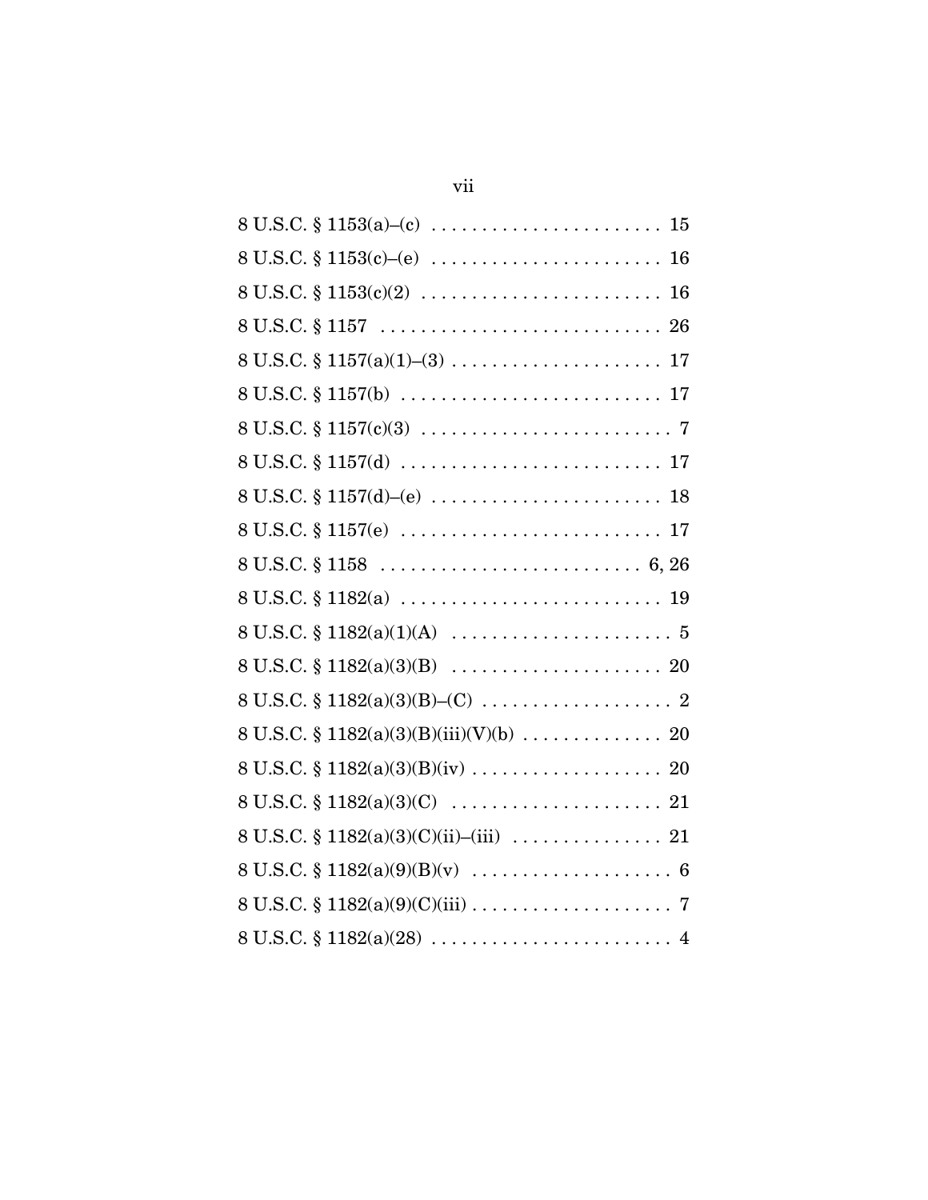8 U.S.C. § 1153(a)–(c) . . . . . . . . . . . . . . . . . . . . . . . 15

8 U.S.C. § 1153(c)–(e) . . . . . . . . . . . . . . . . . . . . . . . 16

8 U.S.C. § 1153(c)(2) . . . . . . . . . . . . . . . . . . . . . . . . 16

8 U.S.C. § 1157 . . . . . . . . . . . . . . . . . . . . . . . . . . . . 26

8 U.S.C. § 1157(a)(1)–(3) . . . . . . . . . . . . . . . . . . . . . 17

8 U.S.C. § 1157(b) . . . . . . . . . . . . . . . . . . . . . . . . . . 17

8 U.S.C. § 1157(c)(3) . . . . . . . . . . . . . . . . . . . . . . . . . 7

8 U.S.C. § 1157(d) . . . . . . . . . . . . . . . . . . . . . . . . . . 17

8 U.S.C. § 1157(d)–(e) . . . . . . . . . . . . . . . . . . . . . . . 18

8 U.S.C. § 1157(e) . . . . . . . . . . . . . . . . . . . . . . . . . . 17

8 U.S.C. § 1158 . . . . . . . . . . . . . . . . . . . . . . . . . . 6, 26

8 U.S.C. § 1182(a) . . . . . . . . . . . . . . . . . . . . . . . . . . 19

8 U.S.C. § 1182(a)(1)(A) . . . . . . . . . . . . . . . . . . . . . . 5

8 U.S.C. § 1182(a)(3)(B) . . . . . . . . . . . . . . . . . . . . . 20

8 U.S.C. § 1182(a)(3)(B)–(C) . . . . . . . . . . . . . . . . . . . 2

8 U.S.C. § 1182(a)(3)(B)(iii)(V)(b) . . . . . . . . . . . . . . 20

8 U.S.C. § 1182(a)(3)(B)(iv) . . . . . . . . . . . . . . . . . . . 20

8 U.S.C. § 1182(a)(3)(C) . . . . . . . . . . . . . . . . . . . . . 21

8 U.S.C. § 1182(a)(3)(C)(ii)–(iii) . . . . . . . . . . . . . . . 21

8 U.S.C. § 1182(a)(9)(B)(v) . . . . . . . . . . . . . . . . . . . . 6

8 U.S.C. § 1182(a)(9)(C)(iii) . . . . . . . . . . . . . . . . . . . . 7

8 U.S.C. § 1182(a)(28) . . . . . . . . . . . . . . . . . . . . . . . . 4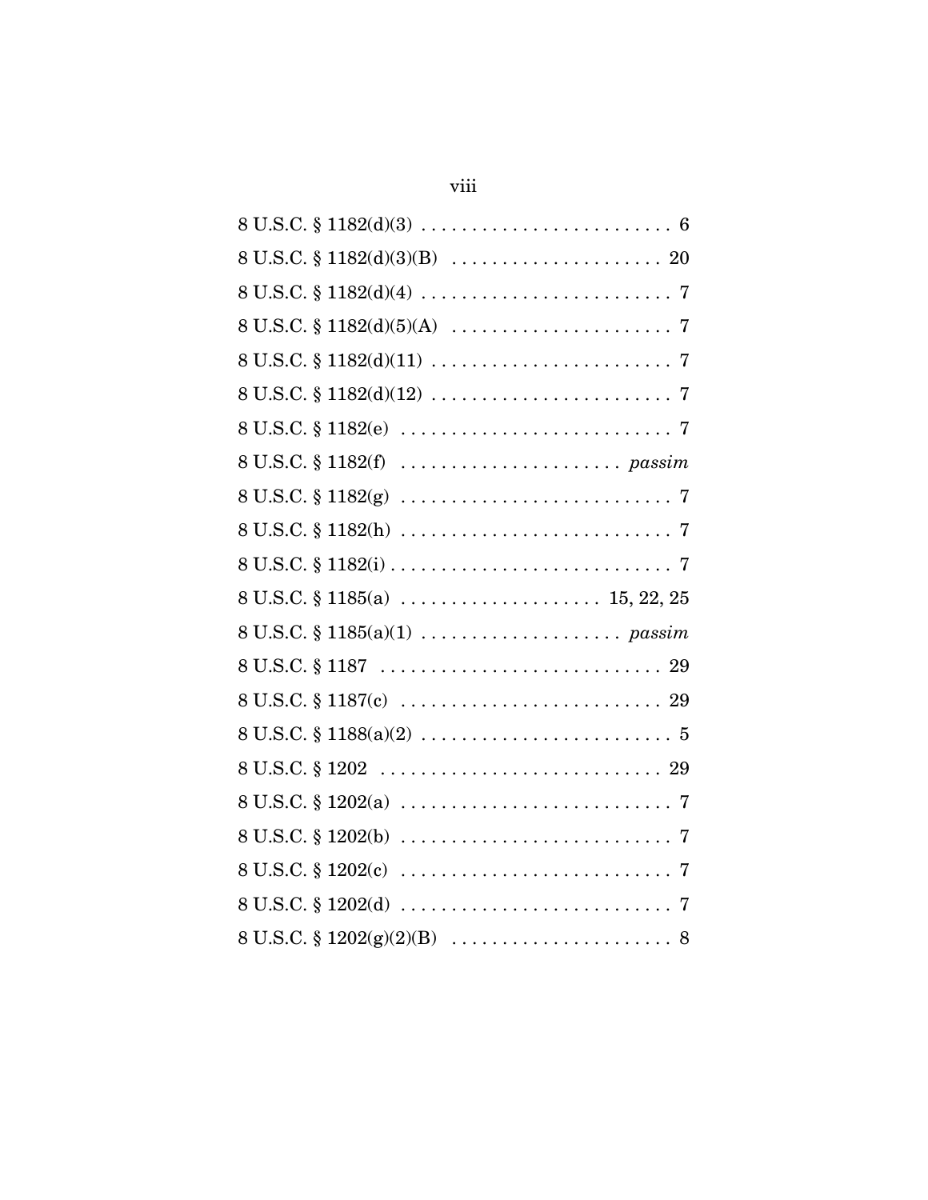8 U.S.C. § 1182(d)(3) . . . . . . . . . . . . . . . . . . . . . . . . . 6

8 U.S.C. § 1182(d)(3)(B) . . . . . . . . . . . . . . . . . . . . . 20

8 U.S.C. § 1182(d)(4) . . . . . . . . . . . . . . . . . . . . . . . . . 7

8 U.S.C. § 1182(d)(5)(A) . . . . . . . . . . . . . . . . . . . . . . 7

8 U.S.C. § 1182(d)(11) . . . . . . . . . . . . . . . . . . . . . . . . 7

8 U.S.C. § 1182(d)(12) . . . . . . . . . . . . . . . . . . . . . . . . 7

8 U.S.C. § 1182(e) . . . . . . . . . . . . . . . . . . . . . . . . . . . 7

8 U.S.C. § 1182(f) . . . . . . . . . . . . . . . . . . . . . . *passim*

8 U.S.C. § 1182(g) . . . . . . . . . . . . . . . . . . . . . . . . . . . 7

8 U.S.C. § 1182(h) . . . . . . . . . . . . . . . . . . . . . . . . . . . 7

8 U.S.C. § 1182(i) . . . . . . . . . . . . . . . . . . . . . . . . . . . . 7

8 U.S.C. § 1185(a) . . . . . . . . . . . . . . . . . . . . 15, 22, 25

8 U.S.C. § 1185(a)(1) . . . . . . . . . . . . . . . . . . . . *passim*

8 U.S.C. § 1187 . . . . . . . . . . . . . . . . . . . . . . . . . . . . 29

8 U.S.C. § 1187(c) . . . . . . . . . . . . . . . . . . . . . . . . . . 29

8 U.S.C. § 1188(a)(2) . . . . . . . . . . . . . . . . . . . . . . . . . 5

8 U.S.C. § 1202 . . . . . . . . . . . . . . . . . . . . . . . . . . . . 29

8 U.S.C. § 1202(a) . . . . . . . . . . . . . . . . . . . . . . . . . . . 7

8 U.S.C. § 1202(b) . . . . . . . . . . . . . . . . . . . . . . . . . . . 7

8 U.S.C. § 1202(c) . . . . . . . . . . . . . . . . . . . . . . . . . . . 7

8 U.S.C. § 1202(d) . . . . . . . . . . . . . . . . . . . . . . . . . . . 7

8 U.S.C. § 1202(g)(2)(B) . . . . . . . . . . . . . . . . . . . . . . 8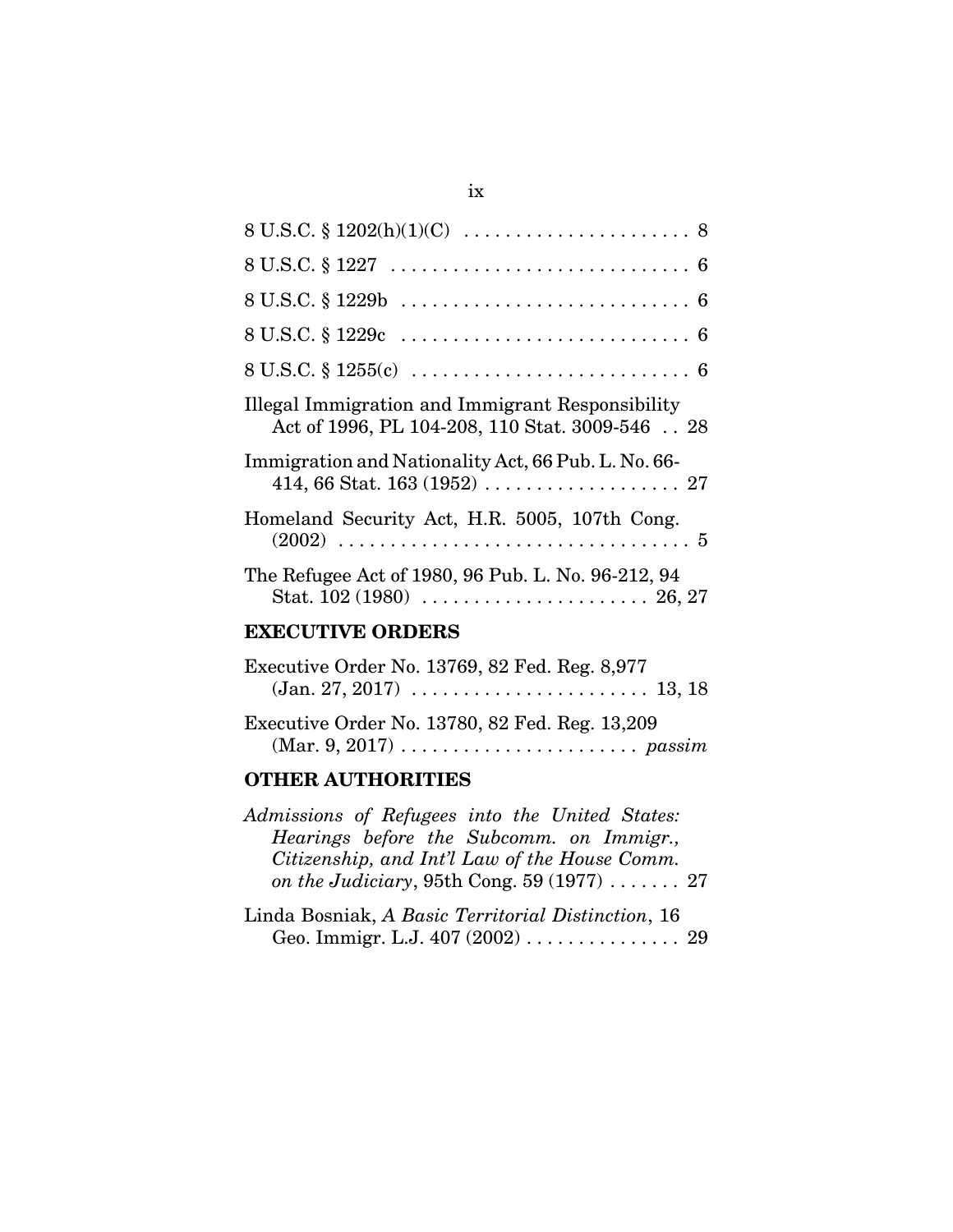8 U.S.C. § 1202(h)(1)(C) . . . . . . . . . . . . . . . . . . . . . . 8

8 U.S.C. § 1227 . . . . . . . . . . . . . . . . . . . . . . . . . . . . . 6

8 U.S.C. § 1229b . . . . . . . . . . . . . . . . . . . . . . . . . . . . 6

8 U.S.C. § 1229c . . . . . . . . . . . . . . . . . . . . . . . . . . . . 6

8 U.S.C. § 1255(c) . . . . . . . . . . . . . . . . . . . . . . . . . . . 6

Illegal Immigration and Immigrant Responsibility Act of 1996, PL 104-208, 110 Stat. 3009-546 . . 28

Immigration and Nationality Act, 66 Pub. L. No. 66-414, 66 Stat. 163 (1952) . . . . . . . . . . . . . . . . . . . 27

Homeland Security Act, H.R. 5005, 107th Cong. (2002) . . . . . . . . . . . . . . . . . . . . . . . . . . . . . . . . . . 5

The Refugee Act of 1980, 96 Pub. L. No. 96-212, 94 Stat. 102 (1980) . . . . . . . . . . . . . . . . . . . . . . 26, 27

## EXECUTIVE ORDERS

Executive Order No. 13769, 82 Fed. Reg. 8,977 (Jan. 27, 2017) . . . . . . . . . . . . . . . . . . . . . . . 13, 18

Executive Order No. 13780, 82 Fed. Reg. 13,209 (Mar. 9, 2017) . . . . . . . . . . . . . . . . . . . . . . . *passim*

## OTHER AUTHORITIES

*Admissions of Refugees into the United States: Hearings before the Subcomm. on Immigr., Citizenship, and Int'l Law of the House Comm. on the Judiciary*, 95th Cong. 59 (1977) . . . . . . . 27

Linda Bosniak, *A Basic Territorial Distinction*, 16 Geo. Immigr. L.J. 407 (2002) . . . . . . . . . . . . . . . 29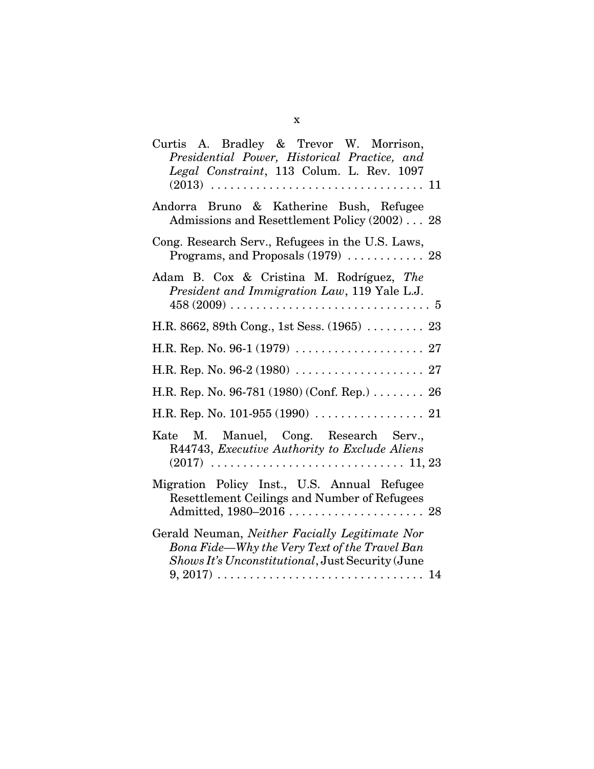Curtis A. Bradley & Trevor W. Morrison, *Presidential Power, Historical Practice, and Legal Constraint*, 113 Colum. L. Rev. 1097 (2013) . . . . . . . . . . . . . . . . . . . . . . . . . . . . . . . . 11

Andorra Bruno & Katherine Bush, Refugee Admissions and Resettlement Policy (2002) . . . 28

Cong. Research Serv., Refugees in the U.S. Laws, Programs, and Proposals (1979) . . . . . . . . . . . . 28

Adam B. Cox & Cristina M. Rodríguez, *The President and Immigration Law*, 119 Yale L.J. 458 (2009) . . . . . . . . . . . . . . . . . . . . . . . . . . . . . . . 5

H.R. 8662, 89th Cong., 1st Sess. (1965) . . . . . . . . . 23

H.R. Rep. No. 96-1 (1979) . . . . . . . . . . . . . . . . . . . . 27

H.R. Rep. No. 96-2 (1980) . . . . . . . . . . . . . . . . . . . . 27

H.R. Rep. No. 96-781 (1980) (Conf. Rep.) . . . . . . . . 26

H.R. Rep. No. 101-955 (1990) . . . . . . . . . . . . . . . . . 21

Kate M. Manuel, Cong. Research Serv., R44743, *Executive Authority to Exclude Aliens* (2017) . . . . . . . . . . . . . . . . . . . . . . . . . . . . . 11, 23

Migration Policy Inst., U.S. Annual Refugee Resettlement Ceilings and Number of Refugees Admitted, 1980–2016 . . . . . . . . . . . . . . . . . . . . . 28

Gerald Neuman, *Neither Facially Legitimate Nor Bona Fide—Why the Very Text of the Travel Ban Shows It's Unconstitutional*, Just Security (June 9, 2017) . . . . . . . . . . . . . . . . . . . . . . . . . . . . . . . 14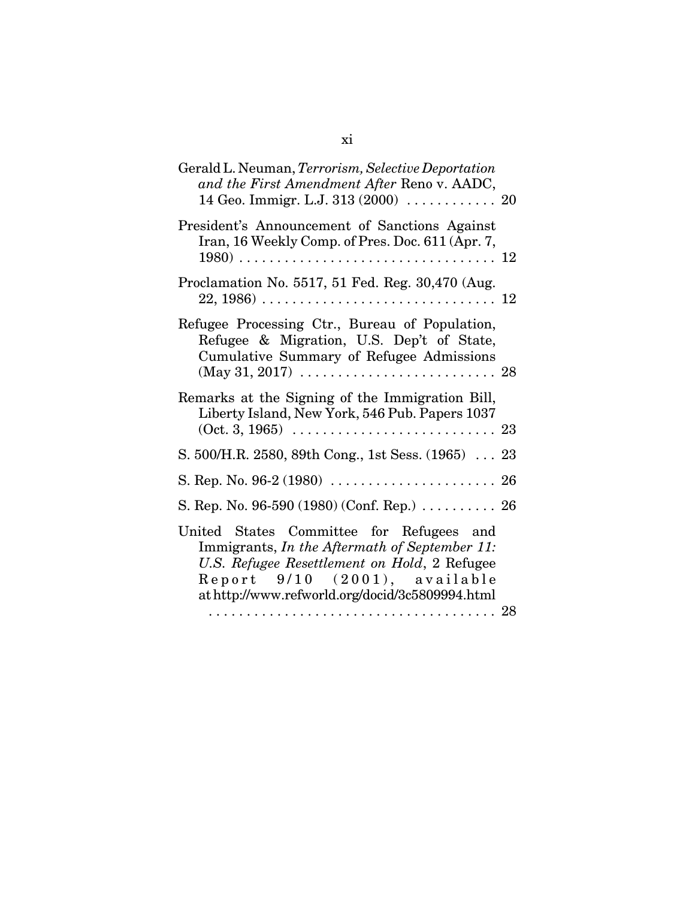Gerald L. Neuman, *Terrorism, Selective Deportation and the First Amendment After* Reno v. AADC, 14 Geo. Immigr. L.J. 313 (2000) . . . . . . . . . . . . 20

President's Announcement of Sanctions Against Iran, 16 Weekly Comp. of Pres. Doc. 611 (Apr. 7, 1980) . . . . . . . . . . . . . . . . . . . . . . . . . . . . . . . . . 12

Proclamation No. 5517, 51 Fed. Reg. 30,470 (Aug. 22, 1986) . . . . . . . . . . . . . . . . . . . . . . . . . . . . . . . 12

Refugee Processing Ctr., Bureau of Population, Refugee & Migration, U.S. Dep't of State, Cumulative Summary of Refugee Admissions (May 31, 2017) . . . . . . . . . . . . . . . . . . . . . . . . . . 28

Remarks at the Signing of the Immigration Bill, Liberty Island, New York, 546 Pub. Papers 1037 (Oct. 3, 1965) . . . . . . . . . . . . . . . . . . . . . . . . . . . 23

S. 500/H.R. 2580, 89th Cong., 1st Sess. (1965) . . . 23

S. Rep. No. 96-2 (1980) . . . . . . . . . . . . . . . . . . . . . . 26

S. Rep. No. 96-590 (1980) (Conf. Rep.) . . . . . . . . . . 26

United States Committee for Refugees and Immigrants, *In the Aftermath of September 11: U.S. Refugee Resettlement on Hold*, 2 Refugee Report 9/10 (2001), available at http://www.refworld.org/docid/3c5809994.html . . . . . . . . . . . . . . . . . . . . . . . . . . . . . . . . . . . . . . 28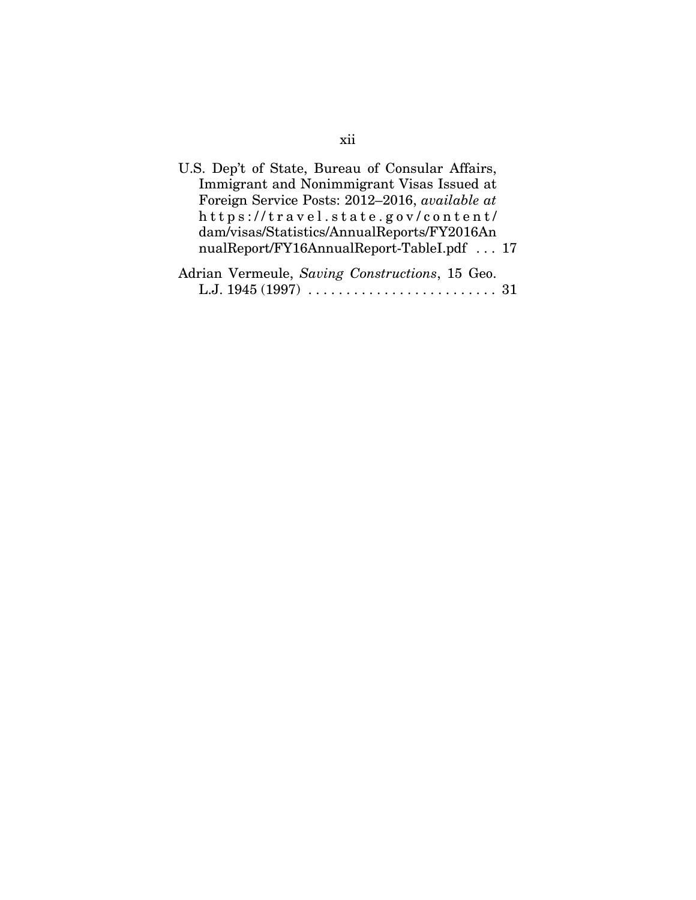U.S. Dep't of State, Bureau of Consular Affairs, Immigrant and Nonimmigrant Visas Issued at Foreign Service Posts: 2012–2016, *available at* https://travel.state.gov/content/dam/visas/Statistics/AnnualReports/FY2016AnnualReport/FY16AnnualReport-TableI.pdf . . . 17

Adrian Vermeule, *Saving Constructions*, 15 Geo. L.J. 1945 (1997) . . . . . . . . . . . . . . . . . . . . . . . . . 31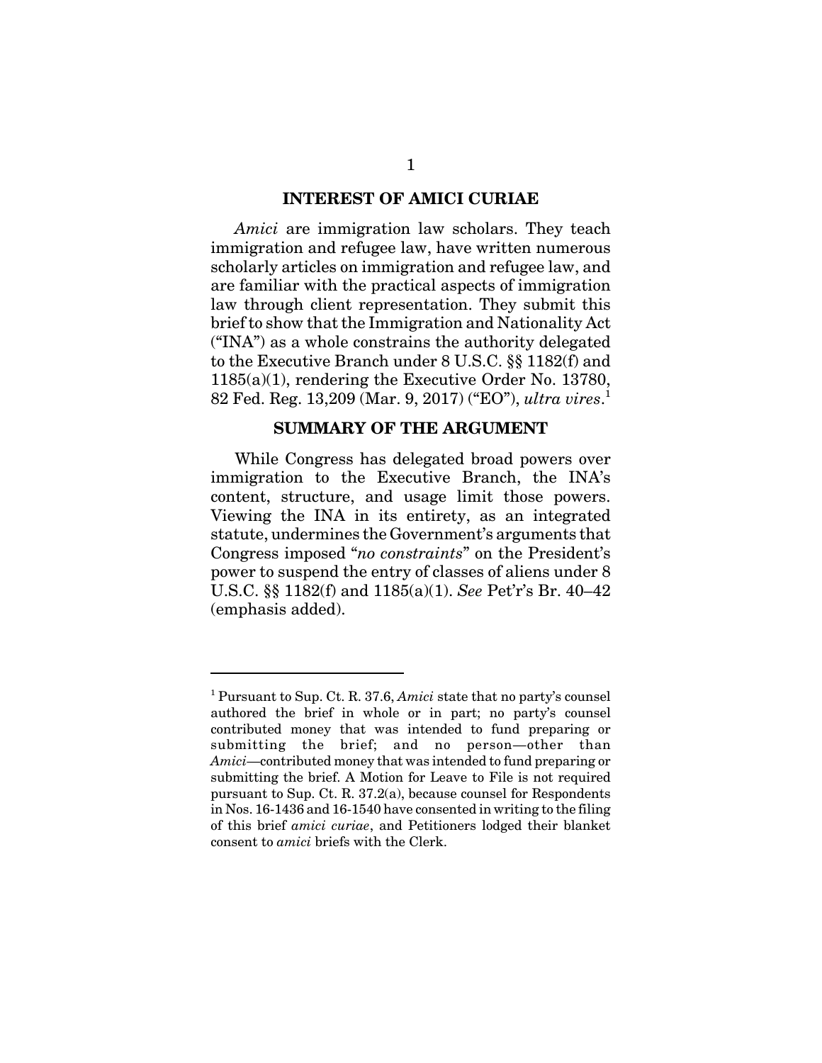## INTEREST OF AMICI CURIAE

*Amici* are immigration law scholars. They teach immigration and refugee law, have written numerous scholarly articles on immigration and refugee law, and are familiar with the practical aspects of immigration law through client representation. They submit this brief to show that the Immigration and Nationality Act ("INA") as a whole constrains the authority delegated to the Executive Branch under 8 U.S.C. §§ 1182(f) and 1185(a)(1), rendering the Executive Order No. 13780, 82 Fed. Reg. 13,209 (Mar. 9, 2017) ("EO"), *ultra vires*.[1]

## SUMMARY OF THE ARGUMENT

While Congress has delegated broad powers over immigration to the Executive Branch, the INA's content, structure, and usage limit those powers. Viewing the INA in its entirety, as an integrated statute, undermines the Government's arguments that Congress imposed "*no constraints*" on the President's power to suspend the entry of classes of aliens under 8 U.S.C. §§ 1182(f) and 1185(a)(1). *See* Pet'r's Br. 40–42 (emphasis added).

---

[1] Pursuant to Sup. Ct. R. 37.6, *Amici* state that no party's counsel authored the brief in whole or in part; no party's counsel contributed money that was intended to fund preparing or submitting the brief; and no person—other than *Amici*—contributed money that was intended to fund preparing or submitting the brief. A Motion for Leave to File is not required pursuant to Sup. Ct. R. 37.2(a), because counsel for Respondents in Nos. 16-1436 and 16-1540 have consented in writing to the filing of this brief *amici curiae*, and Petitioners lodged their blanket consent to *amici* briefs with the Clerk.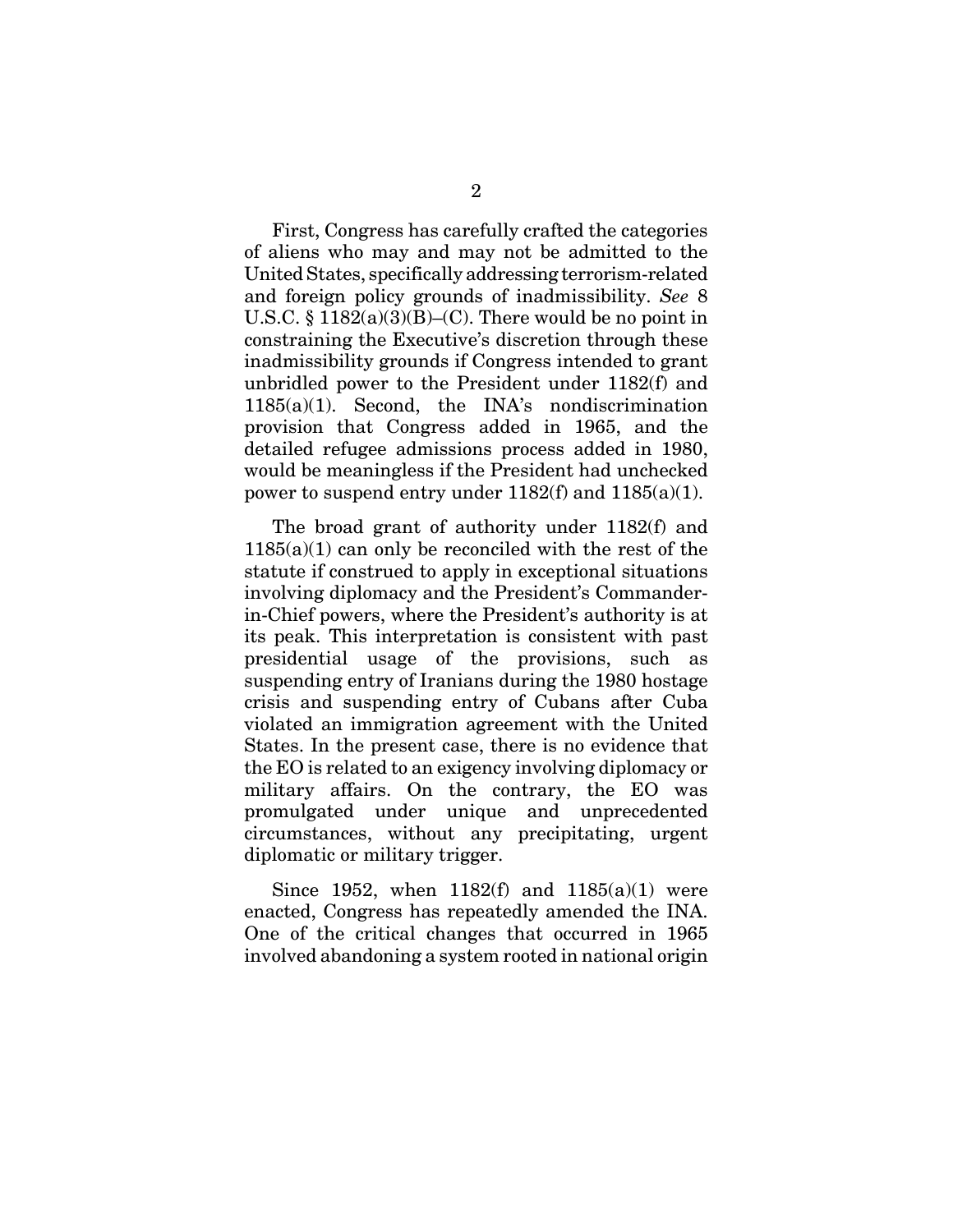First, Congress has carefully crafted the categories of aliens who may and may not be admitted to the United States, specifically addressing terrorism-related and foreign policy grounds of inadmissibility. *See* 8 U.S.C. § 1182(a)(3)(B)–(C). There would be no point in constraining the Executive's discretion through these inadmissibility grounds if Congress intended to grant unbridled power to the President under 1182(f) and 1185(a)(1). Second, the INA's nondiscrimination provision that Congress added in 1965, and the detailed refugee admissions process added in 1980, would be meaningless if the President had unchecked power to suspend entry under 1182(f) and 1185(a)(1).

The broad grant of authority under 1182(f) and 1185(a)(1) can only be reconciled with the rest of the statute if construed to apply in exceptional situations involving diplomacy and the President's Commander-in-Chief powers, where the President's authority is at its peak. This interpretation is consistent with past presidential usage of the provisions, such as suspending entry of Iranians during the 1980 hostage crisis and suspending entry of Cubans after Cuba violated an immigration agreement with the United States. In the present case, there is no evidence that the EO is related to an exigency involving diplomacy or military affairs. On the contrary, the EO was promulgated under unique and unprecedented circumstances, without any precipitating, urgent diplomatic or military trigger.

Since 1952, when 1182(f) and 1185(a)(1) were enacted, Congress has repeatedly amended the INA. One of the critical changes that occurred in 1965 involved abandoning a system rooted in national origin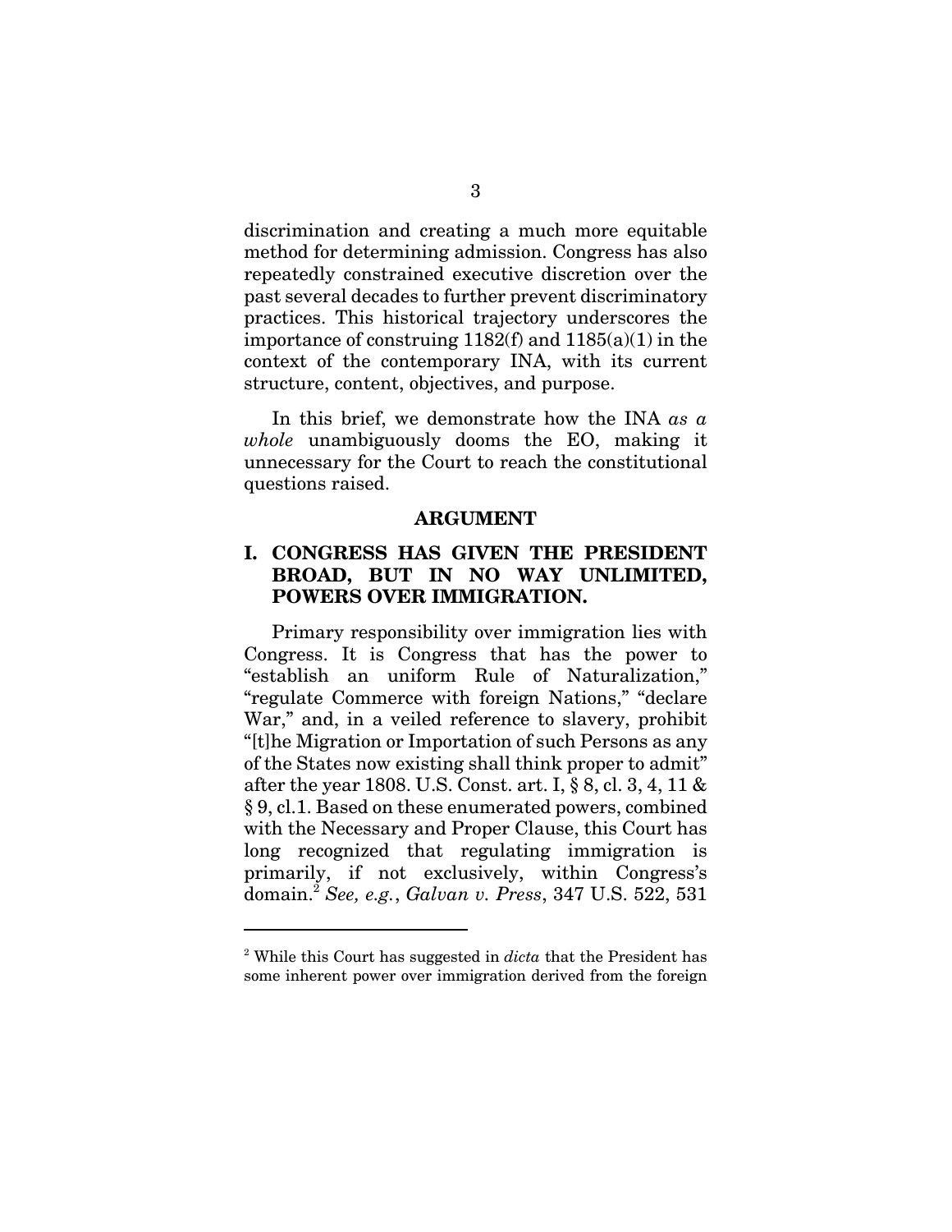discrimination and creating a much more equitable method for determining admission. Congress has also repeatedly constrained executive discretion over the past several decades to further prevent discriminatory practices. This historical trajectory underscores the importance of construing 1182(f) and 1185(a)(1) in the context of the contemporary INA, with its current structure, content, objectives, and purpose.

In this brief, we demonstrate how the INA *as a whole* unambiguously dooms the EO, making it unnecessary for the Court to reach the constitutional questions raised.

## ARGUMENT

### I. CONGRESS HAS GIVEN THE PRESIDENT BROAD, BUT IN NO WAY UNLIMITED, POWERS OVER IMMIGRATION.

Primary responsibility over immigration lies with Congress. It is Congress that has the power to "establish an uniform Rule of Naturalization," "regulate Commerce with foreign Nations," "declare War," and, in a veiled reference to slavery, prohibit "[t]he Migration or Importation of such Persons as any of the States now existing shall think proper to admit" after the year 1808. U.S. Const. art. I, § 8, cl. 3, 4, 11 & § 9, cl.1. Based on these enumerated powers, combined with the Necessary and Proper Clause, this Court has long recognized that regulating immigration is primarily, if not exclusively, within Congress's domain.[2] *See, e.g.*, *Galvan v. Press*, 347 U.S. 522, 531

---

[2] While this Court has suggested in *dicta* that the President has some inherent power over immigration derived from the foreign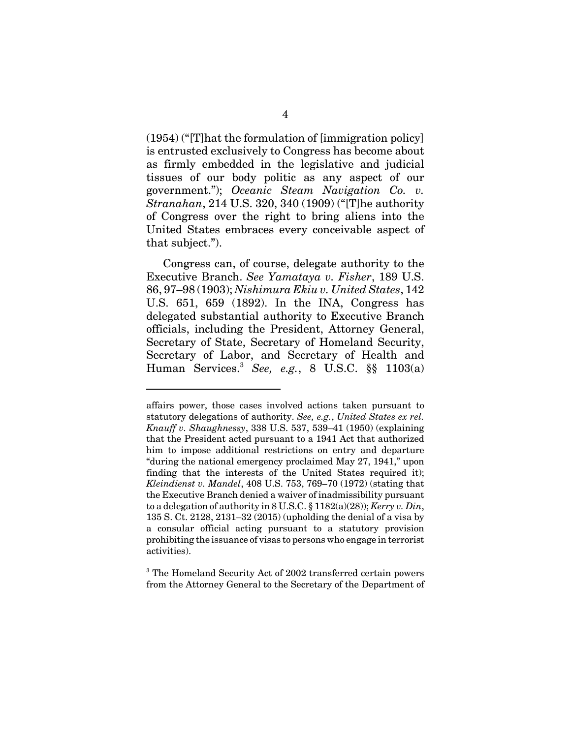(1954) ("[T]hat the formulation of [immigration policy] is entrusted exclusively to Congress has become about as firmly embedded in the legislative and judicial tissues of our body politic as any aspect of our government."); *Oceanic Steam Navigation Co. v. Stranahan*, 214 U.S. 320, 340 (1909) ("[T]he authority of Congress over the right to bring aliens into the United States embraces every conceivable aspect of that subject.").

Congress can, of course, delegate authority to the Executive Branch. *See Yamataya v. Fisher*, 189 U.S. 86, 97–98 (1903); *Nishimura Ekiu v. United States*, 142 U.S. 651, 659 (1892). In the INA, Congress has delegated substantial authority to Executive Branch officials, including the President, Attorney General, Secretary of State, Secretary of Homeland Security, Secretary of Labor, and Secretary of Health and Human Services.[3] *See, e.g.*, 8 U.S.C. §§ 1103(a)

---

affairs power, those cases involved actions taken pursuant to statutory delegations of authority. *See, e.g.*, *United States ex rel. Knauff v. Shaughnessy*, 338 U.S. 537, 539–41 (1950) (explaining that the President acted pursuant to a 1941 Act that authorized him to impose additional restrictions on entry and departure "during the national emergency proclaimed May 27, 1941," upon finding that the interests of the United States required it); *Kleindienst v. Mandel*, 408 U.S. 753, 769–70 (1972) (stating that the Executive Branch denied a waiver of inadmissibility pursuant to a delegation of authority in 8 U.S.C. § 1182(a)(28)); *Kerry v. Din*, 135 S. Ct. 2128, 2131–32 (2015) (upholding the denial of a visa by a consular official acting pursuant to a statutory provision prohibiting the issuance of visas to persons who engage in terrorist activities).

[3] The Homeland Security Act of 2002 transferred certain powers from the Attorney General to the Secretary of the Department of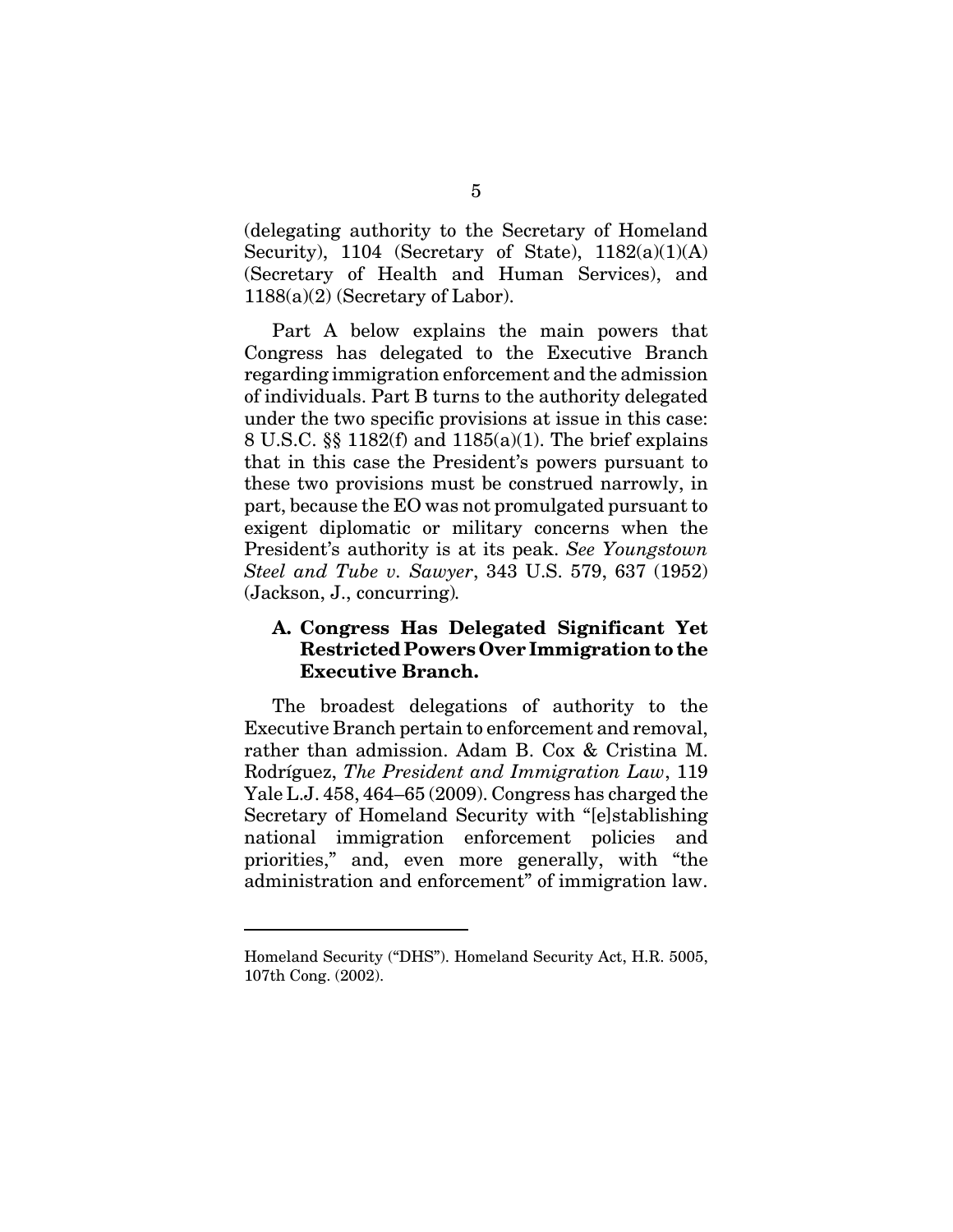(delegating authority to the Secretary of Homeland Security), 1104 (Secretary of State), 1182(a)(1)(A) (Secretary of Health and Human Services), and 1188(a)(2) (Secretary of Labor).

Part A below explains the main powers that Congress has delegated to the Executive Branch regarding immigration enforcement and the admission of individuals. Part B turns to the authority delegated under the two specific provisions at issue in this case: 8 U.S.C. §§ 1182(f) and 1185(a)(1). The brief explains that in this case the President's powers pursuant to these two provisions must be construed narrowly, in part, because the EO was not promulgated pursuant to exigent diplomatic or military concerns when the President's authority is at its peak. *See Youngstown Steel and Tube v. Sawyer*, 343 U.S. 579, 637 (1952) (Jackson, J., concurring).

### A. Congress Has Delegated Significant Yet Restricted Powers Over Immigration to the Executive Branch.

The broadest delegations of authority to the Executive Branch pertain to enforcement and removal, rather than admission. Adam B. Cox & Cristina M. Rodríguez, *The President and Immigration Law*, 119 Yale L.J. 458, 464–65 (2009). Congress has charged the Secretary of Homeland Security with "[e]stablishing national immigration enforcement policies and priorities," and, even more generally, with "the administration and enforcement" of immigration law.

---

Homeland Security ("DHS"). Homeland Security Act, H.R. 5005, 107th Cong. (2002).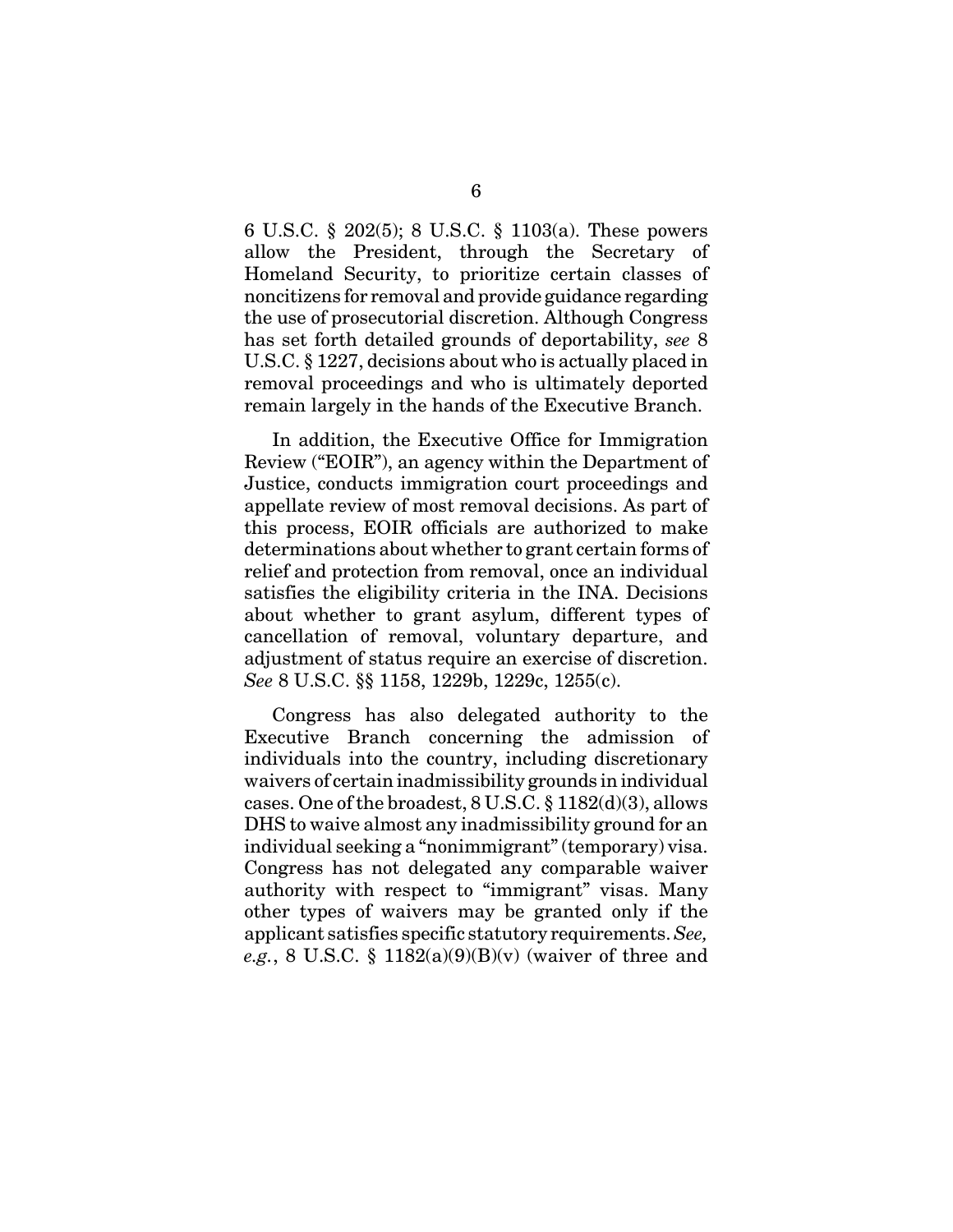6 U.S.C. § 202(5); 8 U.S.C. § 1103(a). These powers allow the President, through the Secretary of Homeland Security, to prioritize certain classes of noncitizens for removal and provide guidance regarding the use of prosecutorial discretion. Although Congress has set forth detailed grounds of deportability, *see* 8 U.S.C. § 1227, decisions about who is actually placed in removal proceedings and who is ultimately deported remain largely in the hands of the Executive Branch.

In addition, the Executive Office for Immigration Review ("EOIR"), an agency within the Department of Justice, conducts immigration court proceedings and appellate review of most removal decisions. As part of this process, EOIR officials are authorized to make determinations about whether to grant certain forms of relief and protection from removal, once an individual satisfies the eligibility criteria in the INA. Decisions about whether to grant asylum, different types of cancellation of removal, voluntary departure, and adjustment of status require an exercise of discretion. *See* 8 U.S.C. §§ 1158, 1229b, 1229c, 1255(c).

Congress has also delegated authority to the Executive Branch concerning the admission of individuals into the country, including discretionary waivers of certain inadmissibility grounds in individual cases. One of the broadest, 8 U.S.C. § 1182(d)(3), allows DHS to waive almost any inadmissibility ground for an individual seeking a "nonimmigrant" (temporary) visa. Congress has not delegated any comparable waiver authority with respect to "immigrant" visas. Many other types of waivers may be granted only if the applicant satisfies specific statutory requirements. *See, e.g.*, 8 U.S.C. § 1182(a)(9)(B)(v) (waiver of three and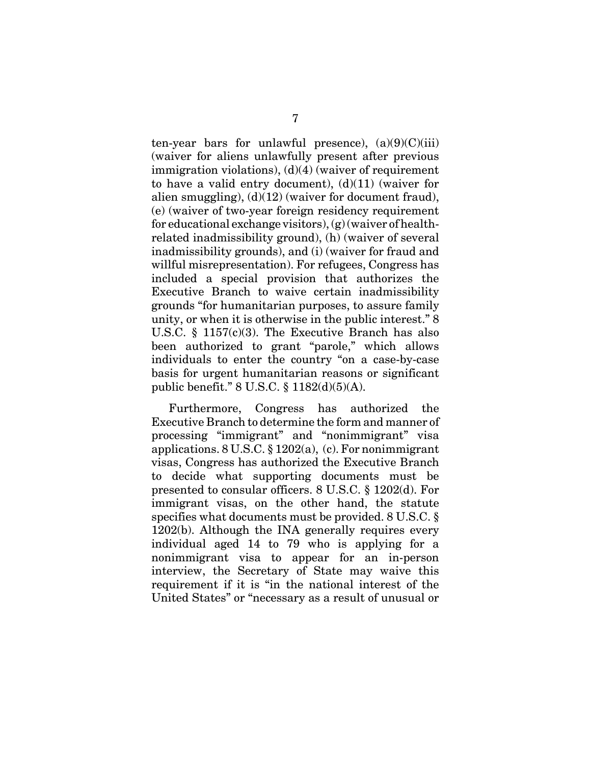ten-year bars for unlawful presence), (a)(9)(C)(iii) (waiver for aliens unlawfully present after previous immigration violations), (d)(4) (waiver of requirement to have a valid entry document), (d)(11) (waiver for alien smuggling), (d)(12) (waiver for document fraud), (e) (waiver of two-year foreign residency requirement for educational exchange visitors), (g) (waiver of health-related inadmissibility ground), (h) (waiver of several inadmissibility grounds), and (i) (waiver for fraud and willful misrepresentation). For refugees, Congress has included a special provision that authorizes the Executive Branch to waive certain inadmissibility grounds "for humanitarian purposes, to assure family unity, or when it is otherwise in the public interest." 8 U.S.C. § 1157(c)(3). The Executive Branch has also been authorized to grant "parole," which allows individuals to enter the country "on a case-by-case basis for urgent humanitarian reasons or significant public benefit." 8 U.S.C. § 1182(d)(5)(A).

Furthermore, Congress has authorized the Executive Branch to determine the form and manner of processing "immigrant" and "nonimmigrant" visa applications. 8 U.S.C. § 1202(a), (c). For nonimmigrant visas, Congress has authorized the Executive Branch to decide what supporting documents must be presented to consular officers. 8 U.S.C. § 1202(d). For immigrant visas, on the other hand, the statute specifies what documents must be provided. 8 U.S.C. § 1202(b). Although the INA generally requires every individual aged 14 to 79 who is applying for a nonimmigrant visa to appear for an in-person interview, the Secretary of State may waive this requirement if it is "in the national interest of the United States" or "necessary as a result of unusual or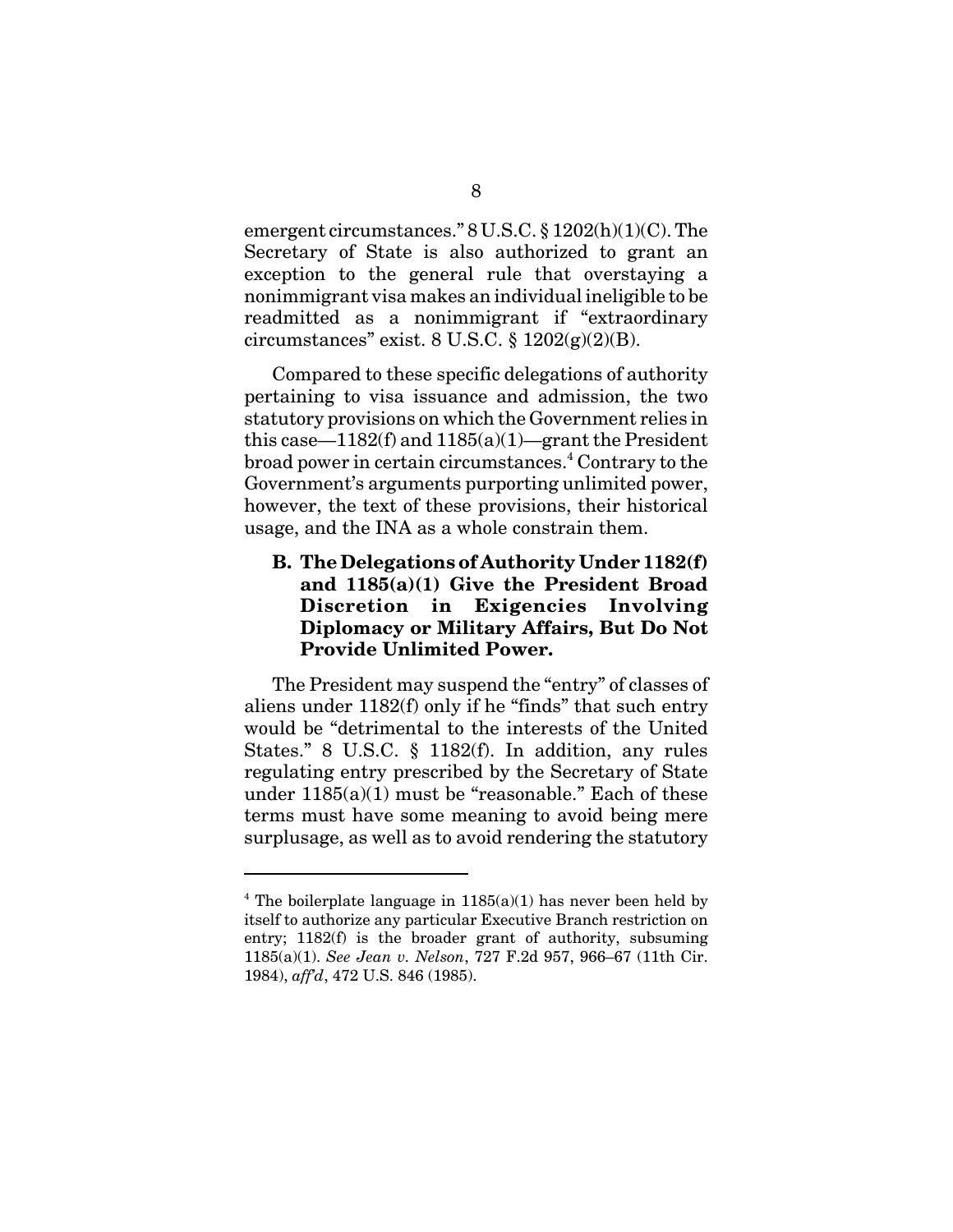emergent circumstances." 8 U.S.C. § 1202(h)(1)(C). The Secretary of State is also authorized to grant an exception to the general rule that overstaying a nonimmigrant visa makes an individual ineligible to be readmitted as a nonimmigrant if "extraordinary circumstances" exist. 8 U.S.C. § 1202(g)(2)(B).

Compared to these specific delegations of authority pertaining to visa issuance and admission, the two statutory provisions on which the Government relies in this case—1182(f) and 1185(a)(1)—grant the President broad power in certain circumstances.[4] Contrary to the Government's arguments purporting unlimited power, however, the text of these provisions, their historical usage, and the INA as a whole constrain them.

### B. The Delegations of Authority Under 1182(f) and 1185(a)(1) Give the President Broad Discretion in Exigencies Involving Diplomacy or Military Affairs, But Do Not Provide Unlimited Power.

The President may suspend the "entry" of classes of aliens under 1182(f) only if he "finds" that such entry would be "detrimental to the interests of the United States." 8 U.S.C. § 1182(f). In addition, any rules regulating entry prescribed by the Secretary of State under 1185(a)(1) must be "reasonable." Each of these terms must have some meaning to avoid being mere surplusage, as well as to avoid rendering the statutory

---

[4] The boilerplate language in 1185(a)(1) has never been held by itself to authorize any particular Executive Branch restriction on entry; 1182(f) is the broader grant of authority, subsuming 1185(a)(1). *See Jean v. Nelson*, 727 F.2d 957, 966–67 (11th Cir. 1984), *aff'd*, 472 U.S. 846 (1985).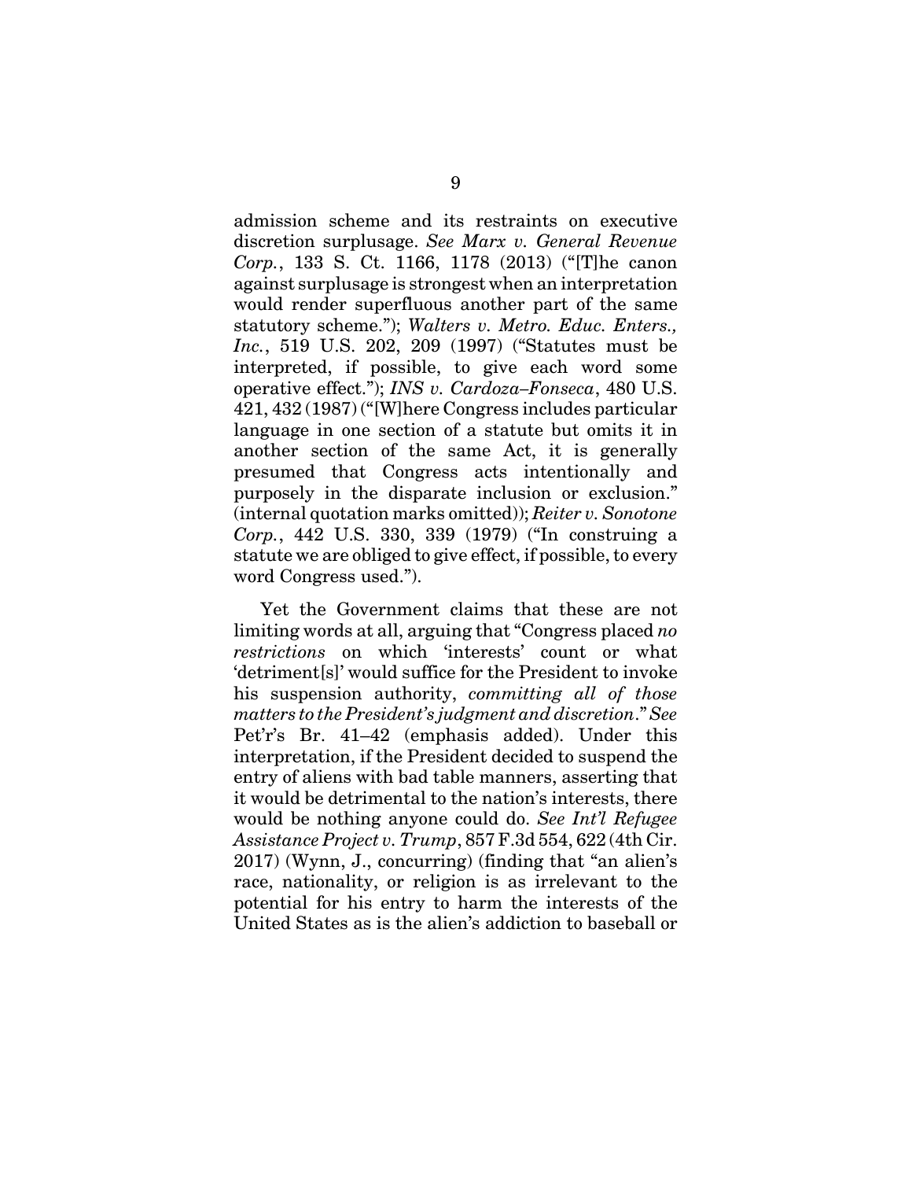admission scheme and its restraints on executive discretion surplusage. *See Marx v. General Revenue Corp.*, 133 S. Ct. 1166, 1178 (2013) ("[T]he canon against surplusage is strongest when an interpretation would render superfluous another part of the same statutory scheme."); *Walters v. Metro. Educ. Enters., Inc.*, 519 U.S. 202, 209 (1997) ("Statutes must be interpreted, if possible, to give each word some operative effect."); *INS v. Cardoza–Fonseca*, 480 U.S. 421, 432 (1987) ("[W]here Congress includes particular language in one section of a statute but omits it in another section of the same Act, it is generally presumed that Congress acts intentionally and purposely in the disparate inclusion or exclusion." (internal quotation marks omitted)); *Reiter v. Sonotone Corp.*, 442 U.S. 330, 339 (1979) ("In construing a statute we are obliged to give effect, if possible, to every word Congress used.").

Yet the Government claims that these are not limiting words at all, arguing that "Congress placed *no restrictions* on which 'interests' count or what 'detriment[s]' would suffice for the President to invoke his suspension authority, *committing all of those matters to the President's judgment and discretion*." *See* Pet'r's Br. 41–42 (emphasis added). Under this interpretation, if the President decided to suspend the entry of aliens with bad table manners, asserting that it would be detrimental to the nation's interests, there would be nothing anyone could do. *See Int'l Refugee Assistance Project v. Trump*, 857 F.3d 554, 622 (4th Cir. 2017) (Wynn, J., concurring) (finding that "an alien's race, nationality, or religion is as irrelevant to the potential for his entry to harm the interests of the United States as is the alien's addiction to baseball or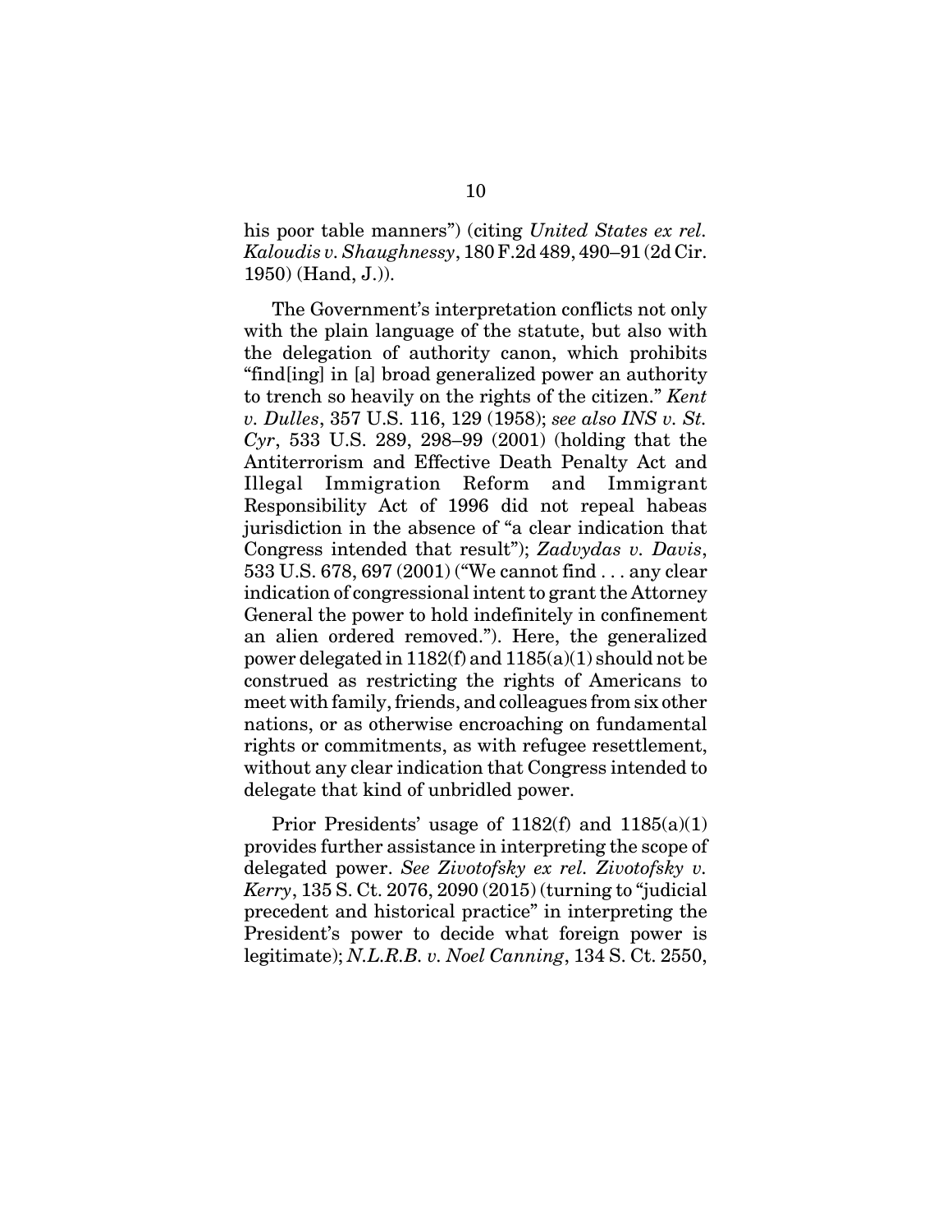his poor table manners") (citing *United States ex rel. Kaloudis v. Shaughnessy*, 180 F.2d 489, 490–91 (2d Cir. 1950) (Hand, J.)).

The Government's interpretation conflicts not only with the plain language of the statute, but also with the delegation of authority canon, which prohibits "find[ing] in [a] broad generalized power an authority to trench so heavily on the rights of the citizen." *Kent v. Dulles*, 357 U.S. 116, 129 (1958); *see also INS v. St. Cyr*, 533 U.S. 289, 298–99 (2001) (holding that the Antiterrorism and Effective Death Penalty Act and Illegal Immigration Reform and Immigrant Responsibility Act of 1996 did not repeal habeas jurisdiction in the absence of "a clear indication that Congress intended that result"); *Zadvydas v. Davis*, 533 U.S. 678, 697 (2001) ("We cannot find . . . any clear indication of congressional intent to grant the Attorney General the power to hold indefinitely in confinement an alien ordered removed."). Here, the generalized power delegated in 1182(f) and 1185(a)(1) should not be construed as restricting the rights of Americans to meet with family, friends, and colleagues from six other nations, or as otherwise encroaching on fundamental rights or commitments, as with refugee resettlement, without any clear indication that Congress intended to delegate that kind of unbridled power.

Prior Presidents' usage of 1182(f) and 1185(a)(1) provides further assistance in interpreting the scope of delegated power. *See Zivotofsky ex rel. Zivotofsky v. Kerry*, 135 S. Ct. 2076, 2090 (2015) (turning to "judicial precedent and historical practice" in interpreting the President's power to decide what foreign power is legitimate); *N.L.R.B. v. Noel Canning*, 134 S. Ct. 2550,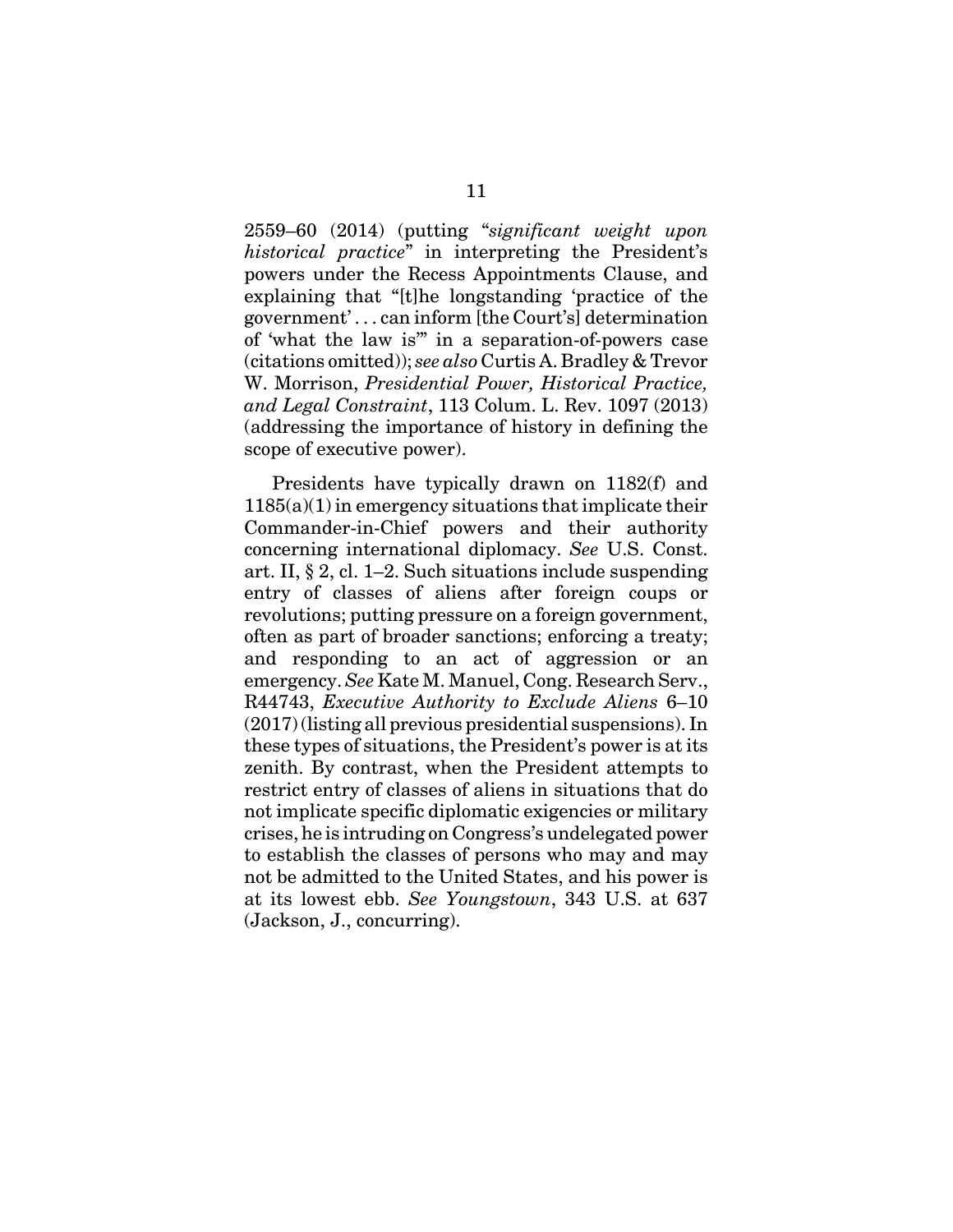2559–60 (2014) (putting "*significant weight upon historical practice*" in interpreting the President's powers under the Recess Appointments Clause, and explaining that "[t]he longstanding 'practice of the government' . . . can inform [the Court's] determination of 'what the law is'" in a separation-of-powers case (citations omitted)); *see also* Curtis A. Bradley & Trevor W. Morrison, *Presidential Power, Historical Practice, and Legal Constraint*, 113 Colum. L. Rev. 1097 (2013) (addressing the importance of history in defining the scope of executive power).

Presidents have typically drawn on 1182(f) and 1185(a)(1) in emergency situations that implicate their Commander-in-Chief powers and their authority concerning international diplomacy. *See* U.S. Const. art. II, § 2, cl. 1–2. Such situations include suspending entry of classes of aliens after foreign coups or revolutions; putting pressure on a foreign government, often as part of broader sanctions; enforcing a treaty; and responding to an act of aggression or an emergency. *See* Kate M. Manuel, Cong. Research Serv., R44743, *Executive Authority to Exclude Aliens* 6–10 (2017) (listing all previous presidential suspensions). In these types of situations, the President's power is at its zenith. By contrast, when the President attempts to restrict entry of classes of aliens in situations that do not implicate specific diplomatic exigencies or military crises, he is intruding on Congress's undelegated power to establish the classes of persons who may and may not be admitted to the United States, and his power is at its lowest ebb. *See Youngstown*, 343 U.S. at 637 (Jackson, J., concurring).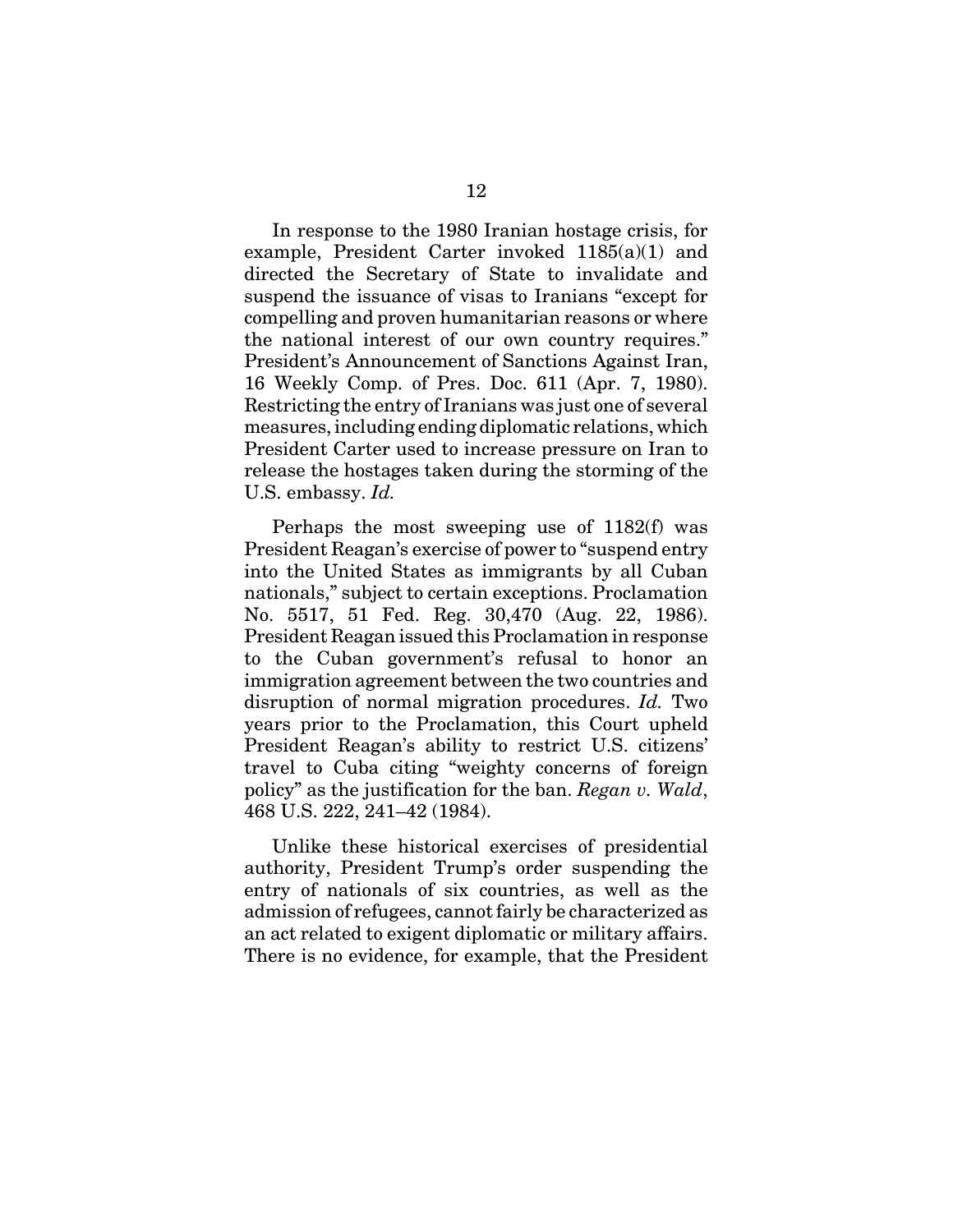In response to the 1980 Iranian hostage crisis, for example, President Carter invoked 1185(a)(1) and directed the Secretary of State to invalidate and suspend the issuance of visas to Iranians "except for compelling and proven humanitarian reasons or where the national interest of our own country requires." President's Announcement of Sanctions Against Iran, 16 Weekly Comp. of Pres. Doc. 611 (Apr. 7, 1980). Restricting the entry of Iranians was just one of several measures, including ending diplomatic relations, which President Carter used to increase pressure on Iran to release the hostages taken during the storming of the U.S. embassy. *Id.*

Perhaps the most sweeping use of 1182(f) was President Reagan's exercise of power to "suspend entry into the United States as immigrants by all Cuban nationals," subject to certain exceptions. Proclamation No. 5517, 51 Fed. Reg. 30,470 (Aug. 22, 1986). President Reagan issued this Proclamation in response to the Cuban government's refusal to honor an immigration agreement between the two countries and disruption of normal migration procedures. *Id.* Two years prior to the Proclamation, this Court upheld President Reagan's ability to restrict U.S. citizens' travel to Cuba citing "weighty concerns of foreign policy" as the justification for the ban. *Regan v. Wald*, 468 U.S. 222, 241–42 (1984).

Unlike these historical exercises of presidential authority, President Trump's order suspending the entry of nationals of six countries, as well as the admission of refugees, cannot fairly be characterized as an act related to exigent diplomatic or military affairs. There is no evidence, for example, that the President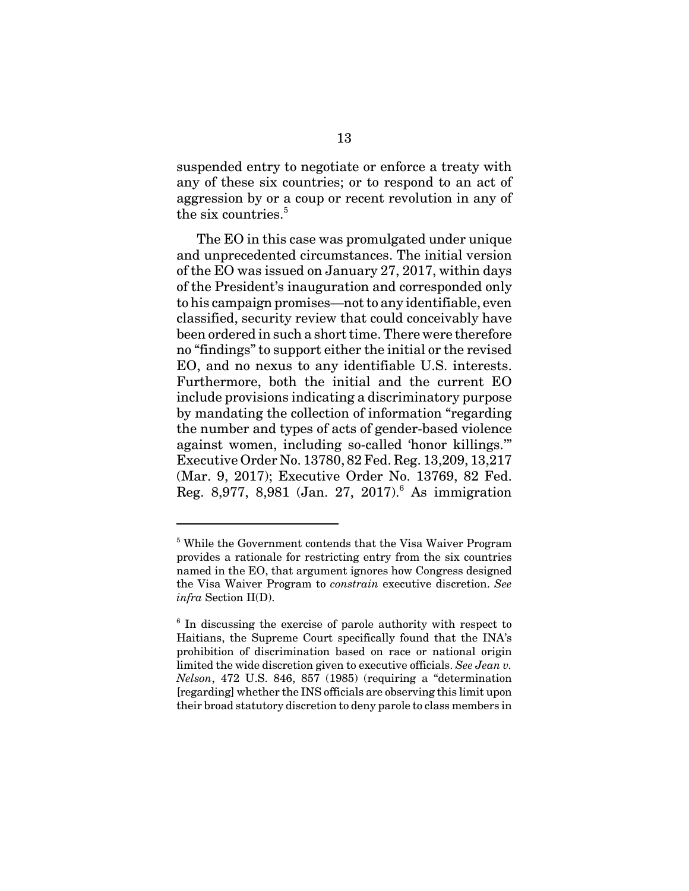suspended entry to negotiate or enforce a treaty with any of these six countries; or to respond to an act of aggression by or a coup or recent revolution in any of the six countries.[5]

The EO in this case was promulgated under unique and unprecedented circumstances. The initial version of the EO was issued on January 27, 2017, within days of the President's inauguration and corresponded only to his campaign promises—not to any identifiable, even classified, security review that could conceivably have been ordered in such a short time. There were therefore no "findings" to support either the initial or the revised EO, and no nexus to any identifiable U.S. interests. Furthermore, both the initial and the current EO include provisions indicating a discriminatory purpose by mandating the collection of information "regarding the number and types of acts of gender-based violence against women, including so-called 'honor killings.'" Executive Order No. 13780, 82 Fed. Reg. 13,209, 13,217 (Mar. 9, 2017); Executive Order No. 13769, 82 Fed. Reg. 8,977, 8,981 (Jan. 27, 2017).[6] As immigration

---

[5] While the Government contends that the Visa Waiver Program provides a rationale for restricting entry from the six countries named in the EO, that argument ignores how Congress designed the Visa Waiver Program to *constrain* executive discretion. *See infra* Section II(D).

[6] In discussing the exercise of parole authority with respect to Haitians, the Supreme Court specifically found that the INA's prohibition of discrimination based on race or national origin limited the wide discretion given to executive officials. *See Jean v. Nelson*, 472 U.S. 846, 857 (1985) (requiring a "determination [regarding] whether the INS officials are observing this limit upon their broad statutory discretion to deny parole to class members in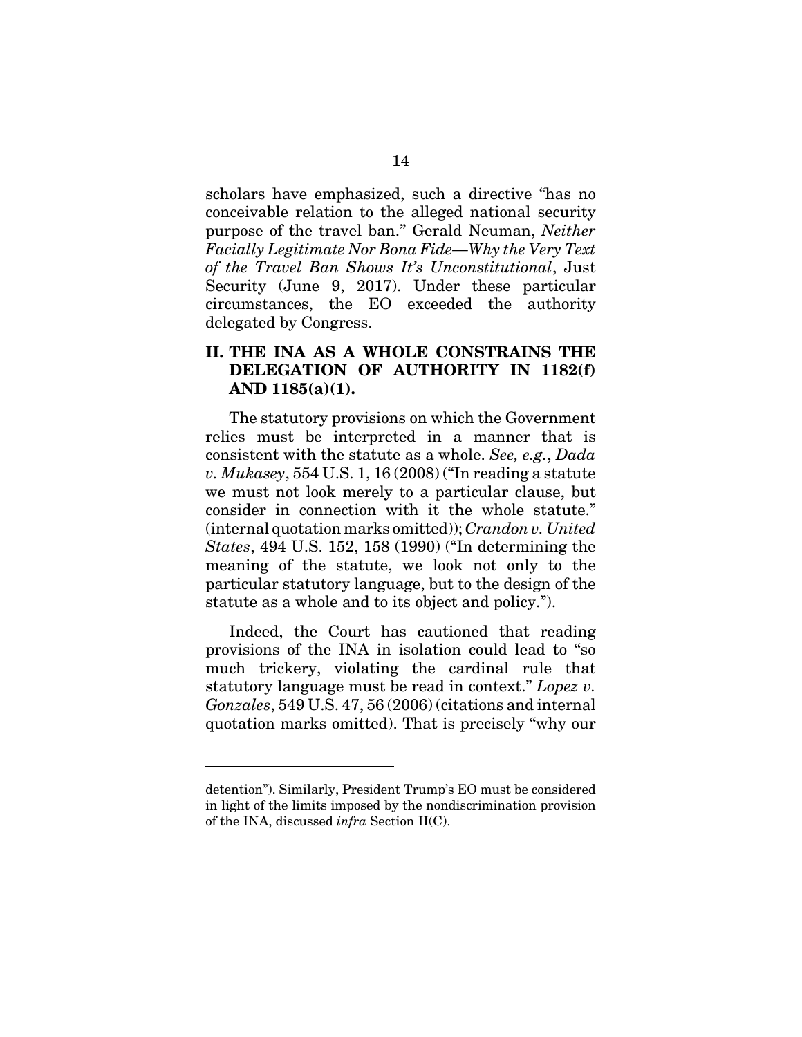scholars have emphasized, such a directive "has no conceivable relation to the alleged national security purpose of the travel ban." Gerald Neuman, *Neither Facially Legitimate Nor Bona Fide—Why the Very Text of the Travel Ban Shows It's Unconstitutional*, Just Security (June 9, 2017). Under these particular circumstances, the EO exceeded the authority delegated by Congress.

## II. THE INA AS A WHOLE CONSTRAINS THE DELEGATION OF AUTHORITY IN 1182(f) AND 1185(a)(1).

The statutory provisions on which the Government relies must be interpreted in a manner that is consistent with the statute as a whole. *See, e.g.*, *Dada v. Mukasey*, 554 U.S. 1, 16 (2008) ("In reading a statute we must not look merely to a particular clause, but consider in connection with it the whole statute." (internal quotation marks omitted)); *Crandon v. United States*, 494 U.S. 152, 158 (1990) ("In determining the meaning of the statute, we look not only to the particular statutory language, but to the design of the statute as a whole and to its object and policy.").

Indeed, the Court has cautioned that reading provisions of the INA in isolation could lead to "so much trickery, violating the cardinal rule that statutory language must be read in context." *Lopez v. Gonzales*, 549 U.S. 47, 56 (2006) (citations and internal quotation marks omitted). That is precisely "why our

---

detention"). Similarly, President Trump's EO must be considered in light of the limits imposed by the nondiscrimination provision of the INA, discussed *infra* Section II(C).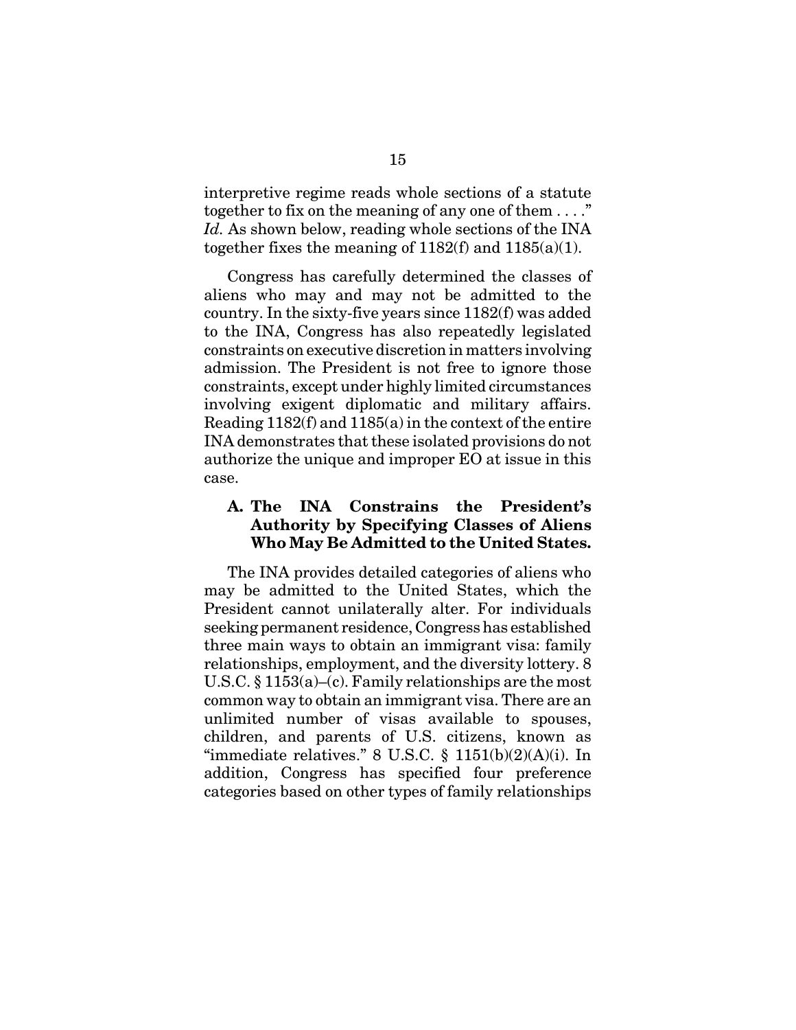interpretive regime reads whole sections of a statute together to fix on the meaning of any one of them . . . ." *Id.* As shown below, reading whole sections of the INA together fixes the meaning of 1182(f) and 1185(a)(1).

Congress has carefully determined the classes of aliens who may and may not be admitted to the country. In the sixty-five years since 1182(f) was added to the INA, Congress has also repeatedly legislated constraints on executive discretion in matters involving admission. The President is not free to ignore those constraints, except under highly limited circumstances involving exigent diplomatic and military affairs. Reading 1182(f) and 1185(a) in the context of the entire INA demonstrates that these isolated provisions do not authorize the unique and improper EO at issue in this case.

### A. The INA Constrains the President's Authority by Specifying Classes of Aliens Who May Be Admitted to the United States.

The INA provides detailed categories of aliens who may be admitted to the United States, which the President cannot unilaterally alter. For individuals seeking permanent residence, Congress has established three main ways to obtain an immigrant visa: family relationships, employment, and the diversity lottery. 8 U.S.C. § 1153(a)–(c). Family relationships are the most common way to obtain an immigrant visa. There are an unlimited number of visas available to spouses, children, and parents of U.S. citizens, known as "immediate relatives." 8 U.S.C. § 1151(b)(2)(A)(i). In addition, Congress has specified four preference categories based on other types of family relationships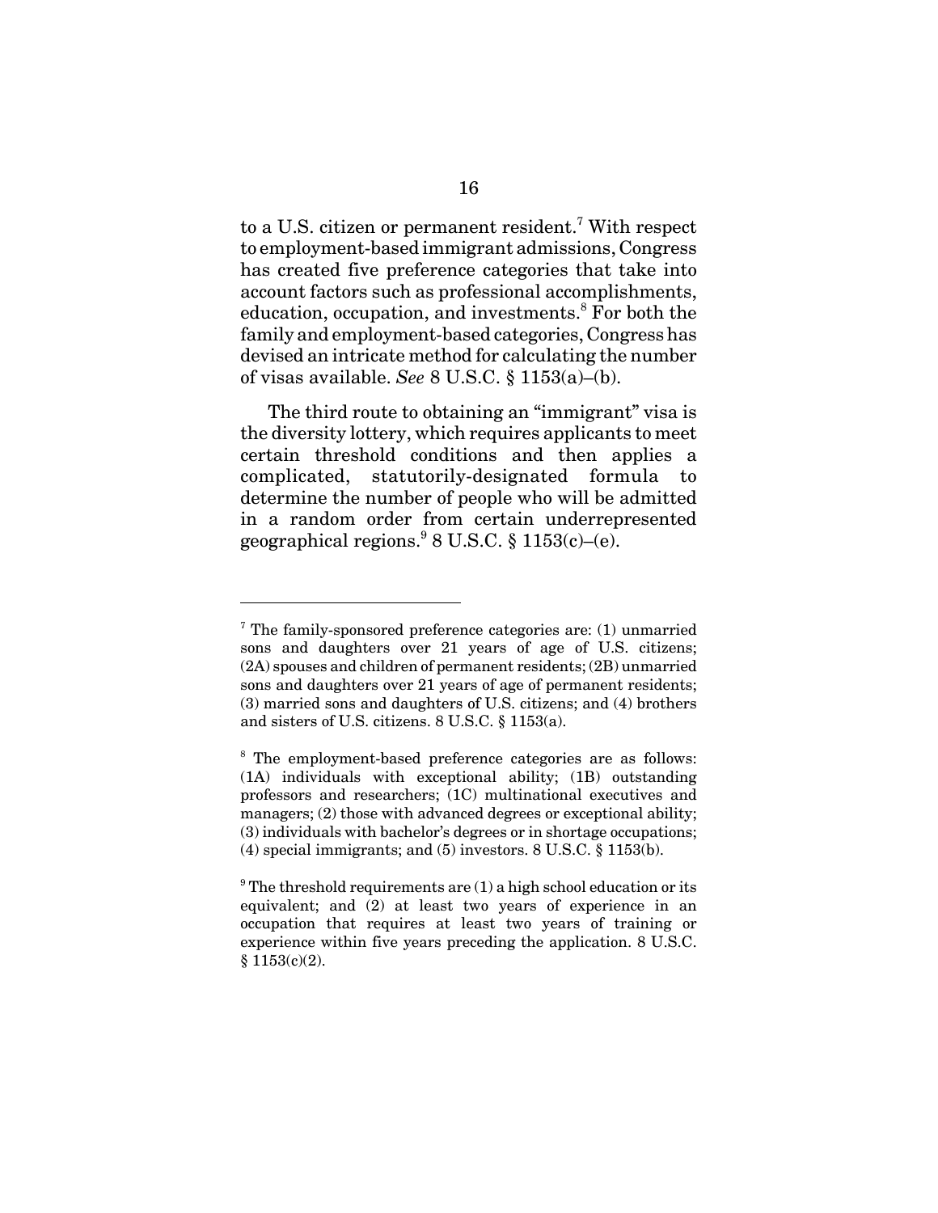to a U.S. citizen or permanent resident.[7] With respect to employment-based immigrant admissions, Congress has created five preference categories that take into account factors such as professional accomplishments, education, occupation, and investments.[8] For both the family and employment-based categories, Congress has devised an intricate method for calculating the number of visas available. *See* 8 U.S.C. § 1153(a)–(b).

The third route to obtaining an "immigrant" visa is the diversity lottery, which requires applicants to meet certain threshold conditions and then applies a complicated, statutorily-designated formula to determine the number of people who will be admitted in a random order from certain underrepresented geographical regions.[9] 8 U.S.C. § 1153(c)–(e).

---

[7] The family-sponsored preference categories are: (1) unmarried sons and daughters over 21 years of age of U.S. citizens; (2A) spouses and children of permanent residents; (2B) unmarried sons and daughters over 21 years of age of permanent residents; (3) married sons and daughters of U.S. citizens; and (4) brothers and sisters of U.S. citizens. 8 U.S.C. § 1153(a).

[8] The employment-based preference categories are as follows: (1A) individuals with exceptional ability; (1B) outstanding professors and researchers; (1C) multinational executives and managers; (2) those with advanced degrees or exceptional ability; (3) individuals with bachelor's degrees or in shortage occupations; (4) special immigrants; and (5) investors. 8 U.S.C. § 1153(b).

[9] The threshold requirements are (1) a high school education or its equivalent; and (2) at least two years of experience in an occupation that requires at least two years of training or experience within five years preceding the application. 8 U.S.C. § 1153(c)(2).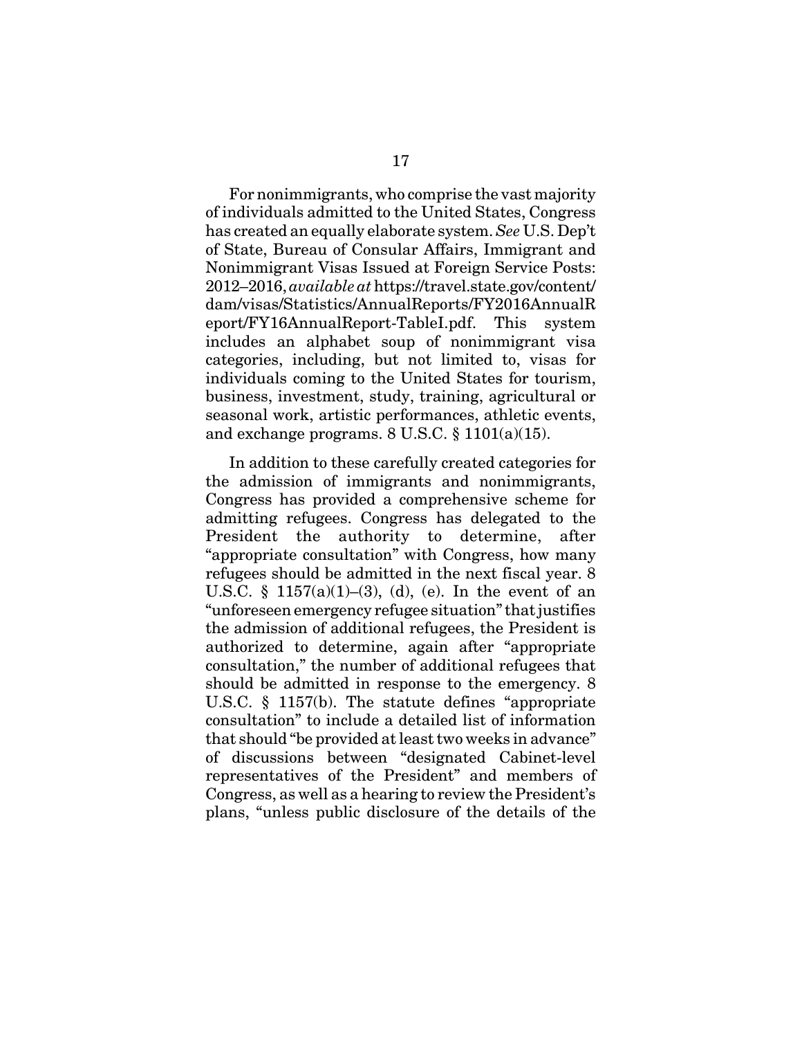For nonimmigrants, who comprise the vast majority of individuals admitted to the United States, Congress has created an equally elaborate system. *See* U.S. Dep't of State, Bureau of Consular Affairs, Immigrant and Nonimmigrant Visas Issued at Foreign Service Posts: 2012–2016, *available at* https://travel.state.gov/content/dam/visas/Statistics/AnnualReports/FY2016AnnualReport/FY16AnnualReport-TableI.pdf. This system includes an alphabet soup of nonimmigrant visa categories, including, but not limited to, visas for individuals coming to the United States for tourism, business, investment, study, training, agricultural or seasonal work, artistic performances, athletic events, and exchange programs. 8 U.S.C. § 1101(a)(15).

In addition to these carefully created categories for the admission of immigrants and nonimmigrants, Congress has provided a comprehensive scheme for admitting refugees. Congress has delegated to the President the authority to determine, after "appropriate consultation" with Congress, how many refugees should be admitted in the next fiscal year. 8 U.S.C. § 1157(a)(1)–(3), (d), (e). In the event of an "unforeseen emergency refugee situation" that justifies the admission of additional refugees, the President is authorized to determine, again after "appropriate consultation," the number of additional refugees that should be admitted in response to the emergency. 8 U.S.C. § 1157(b). The statute defines "appropriate consultation" to include a detailed list of information that should "be provided at least two weeks in advance" of discussions between "designated Cabinet-level representatives of the President" and members of Congress, as well as a hearing to review the President's plans, "unless public disclosure of the details of the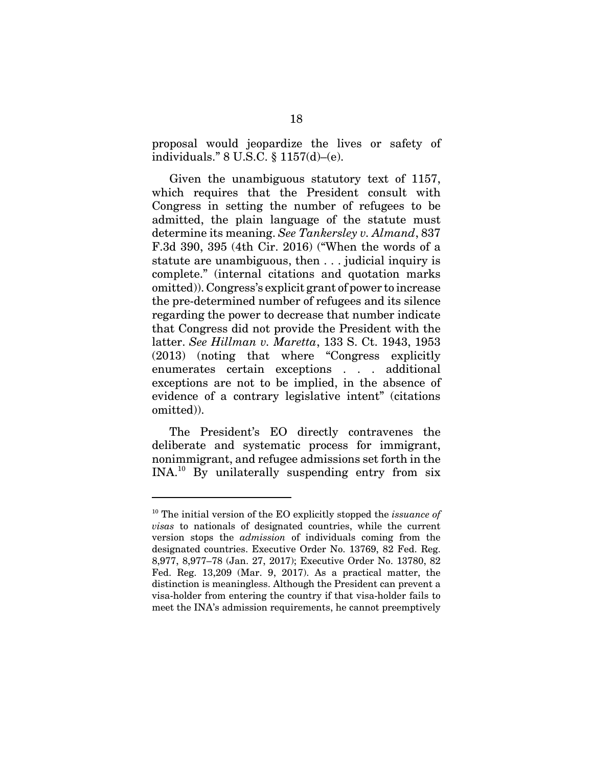proposal would jeopardize the lives or safety of individuals." 8 U.S.C. § 1157(d)–(e).

Given the unambiguous statutory text of 1157, which requires that the President consult with Congress in setting the number of refugees to be admitted, the plain language of the statute must determine its meaning. *See Tankersley v. Almand*, 837 F.3d 390, 395 (4th Cir. 2016) ("When the words of a statute are unambiguous, then . . . judicial inquiry is complete." (internal citations and quotation marks omitted)). Congress's explicit grant of power to increase the pre-determined number of refugees and its silence regarding the power to decrease that number indicate that Congress did not provide the President with the latter. *See Hillman v. Maretta*, 133 S. Ct. 1943, 1953 (2013) (noting that where "Congress explicitly enumerates certain exceptions . . . additional exceptions are not to be implied, in the absence of evidence of a contrary legislative intent" (citations omitted)).

The President's EO directly contravenes the deliberate and systematic process for immigrant, nonimmigrant, and refugee admissions set forth in the INA.[10] By unilaterally suspending entry from six

---

[10] The initial version of the EO explicitly stopped the *issuance of visas* to nationals of designated countries, while the current version stops the *admission* of individuals coming from the designated countries. Executive Order No. 13769, 82 Fed. Reg. 8,977, 8,977–78 (Jan. 27, 2017); Executive Order No. 13780, 82 Fed. Reg. 13,209 (Mar. 9, 2017). As a practical matter, the distinction is meaningless. Although the President can prevent a visa-holder from entering the country if that visa-holder fails to meet the INA's admission requirements, he cannot preemptively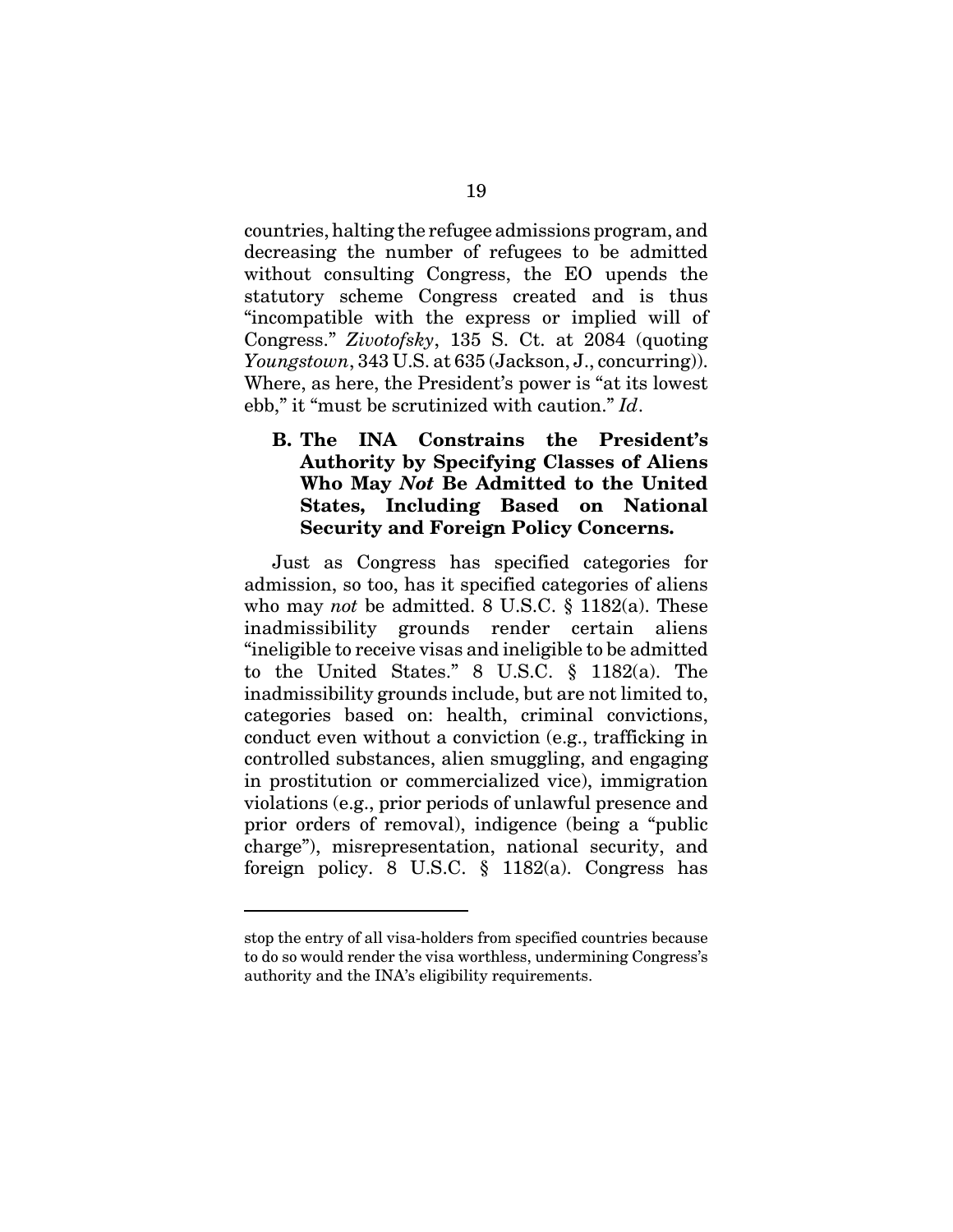countries, halting the refugee admissions program, and decreasing the number of refugees to be admitted without consulting Congress, the EO upends the statutory scheme Congress created and is thus "incompatible with the express or implied will of Congress." *Zivotofsky*, 135 S. Ct. at 2084 (quoting *Youngstown*, 343 U.S. at 635 (Jackson, J., concurring)). Where, as here, the President's power is "at its lowest ebb," it "must be scrutinized with caution." *Id*.

### B. The INA Constrains the President's Authority by Specifying Classes of Aliens Who May *Not* Be Admitted to the United States, Including Based on National Security and Foreign Policy Concerns.

Just as Congress has specified categories for admission, so too, has it specified categories of aliens who may *not* be admitted. 8 U.S.C. § 1182(a). These inadmissibility grounds render certain aliens "ineligible to receive visas and ineligible to be admitted to the United States." 8 U.S.C. § 1182(a). The inadmissibility grounds include, but are not limited to, categories based on: health, criminal convictions, conduct even without a conviction (e.g., trafficking in controlled substances, alien smuggling, and engaging in prostitution or commercialized vice), immigration violations (e.g., prior periods of unlawful presence and prior orders of removal), indigence (being a "public charge"), misrepresentation, national security, and foreign policy. 8 U.S.C. § 1182(a). Congress has

---

stop the entry of all visa-holders from specified countries because to do so would render the visa worthless, undermining Congress's authority and the INA's eligibility requirements.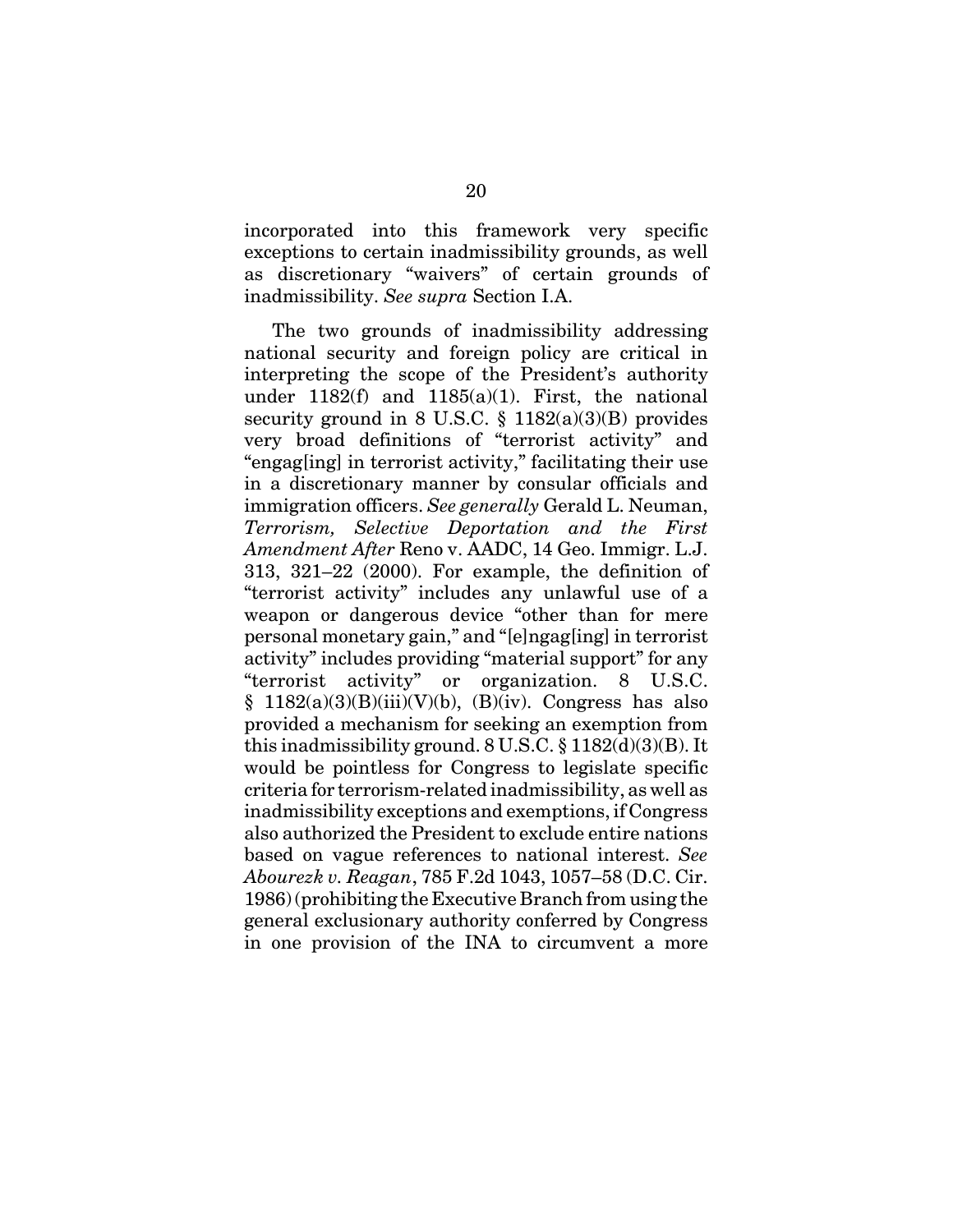incorporated into this framework very specific exceptions to certain inadmissibility grounds, as well as discretionary "waivers" of certain grounds of inadmissibility. *See supra* Section I.A.

The two grounds of inadmissibility addressing national security and foreign policy are critical in interpreting the scope of the President's authority under 1182(f) and 1185(a)(1). First, the national security ground in 8 U.S.C. § 1182(a)(3)(B) provides very broad definitions of "terrorist activity" and "engag[ing] in terrorist activity," facilitating their use in a discretionary manner by consular officials and immigration officers. *See generally* Gerald L. Neuman, *Terrorism, Selective Deportation and the First Amendment After* Reno v. AADC, 14 Geo. Immigr. L.J. 313, 321–22 (2000). For example, the definition of "terrorist activity" includes any unlawful use of a weapon or dangerous device "other than for mere personal monetary gain," and "[e]ngag[ing] in terrorist activity" includes providing "material support" for any "terrorist activity" or organization. 8 U.S.C. § 1182(a)(3)(B)(iii)(V)(b), (B)(iv). Congress has also provided a mechanism for seeking an exemption from this inadmissibility ground. 8 U.S.C. § 1182(d)(3)(B). It would be pointless for Congress to legislate specific criteria for terrorism-related inadmissibility, as well as inadmissibility exceptions and exemptions, if Congress also authorized the President to exclude entire nations based on vague references to national interest. *See Abourezk v. Reagan*, 785 F.2d 1043, 1057–58 (D.C. Cir. 1986) (prohibiting the Executive Branch from using the general exclusionary authority conferred by Congress in one provision of the INA to circumvent a more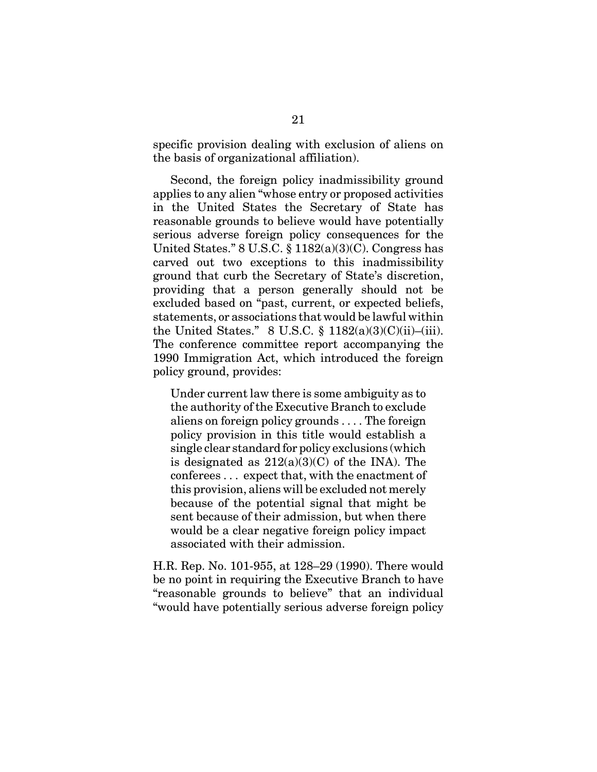specific provision dealing with exclusion of aliens on the basis of organizational affiliation).

Second, the foreign policy inadmissibility ground applies to any alien "whose entry or proposed activities in the United States the Secretary of State has reasonable grounds to believe would have potentially serious adverse foreign policy consequences for the United States." 8 U.S.C. § 1182(a)(3)(C). Congress has carved out two exceptions to this inadmissibility ground that curb the Secretary of State's discretion, providing that a person generally should not be excluded based on "past, current, or expected beliefs, statements, or associations that would be lawful within the United States." 8 U.S.C. § 1182(a)(3)(C)(ii)–(iii). The conference committee report accompanying the 1990 Immigration Act, which introduced the foreign policy ground, provides:

> Under current law there is some ambiguity as to the authority of the Executive Branch to exclude aliens on foreign policy grounds . . . . The foreign policy provision in this title would establish a single clear standard for policy exclusions (which is designated as 212(a)(3)(C) of the INA). The conferees . . . expect that, with the enactment of this provision, aliens will be excluded not merely because of the potential signal that might be sent because of their admission, but when there would be a clear negative foreign policy impact associated with their admission.

H.R. Rep. No. 101-955, at 128–29 (1990). There would be no point in requiring the Executive Branch to have "reasonable grounds to believe" that an individual "would have potentially serious adverse foreign policy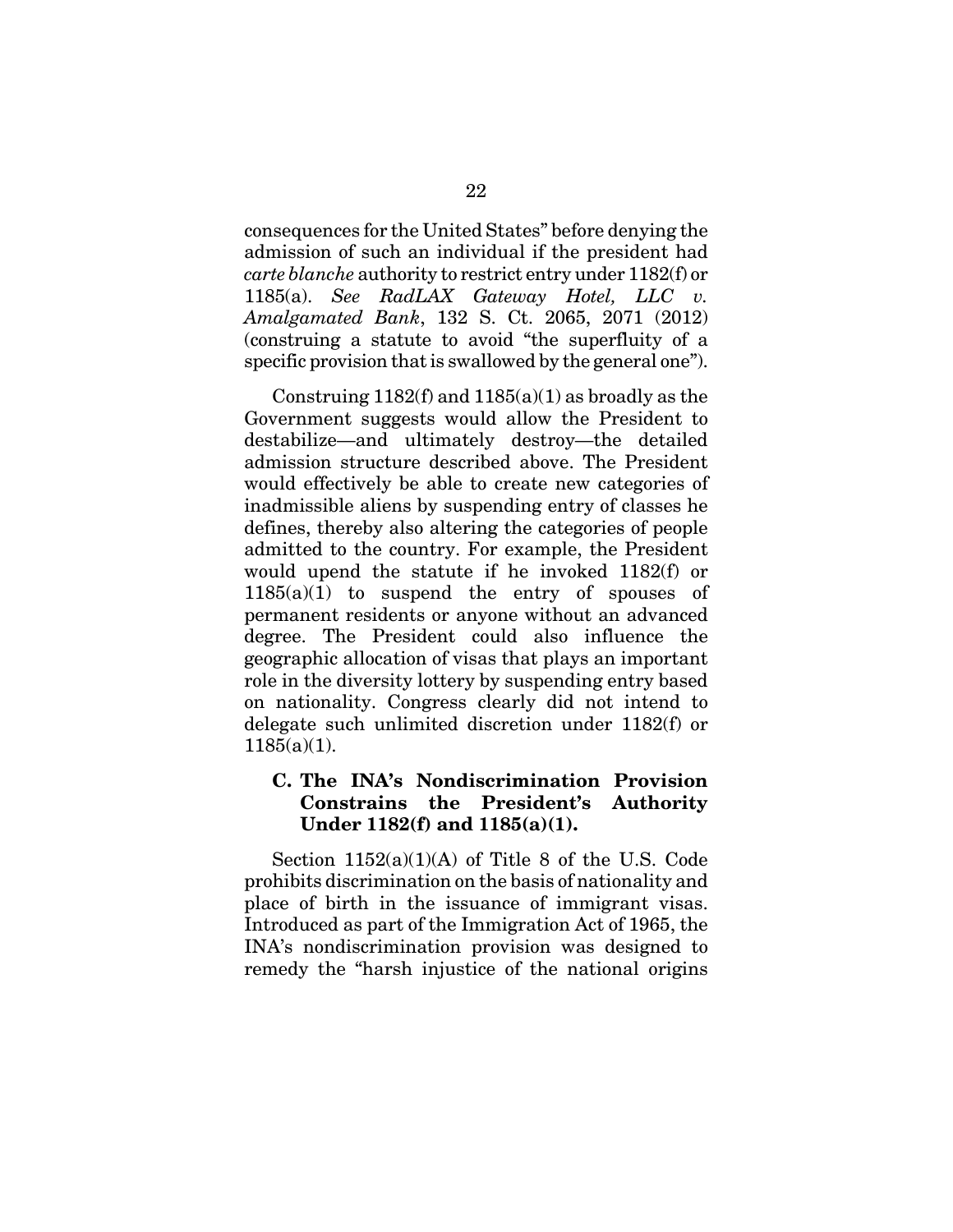consequences for the United States" before denying the admission of such an individual if the president had *carte blanche* authority to restrict entry under 1182(f) or 1185(a). *See RadLAX Gateway Hotel, LLC v. Amalgamated Bank*, 132 S. Ct. 2065, 2071 (2012) (construing a statute to avoid "the superfluity of a specific provision that is swallowed by the general one").

Construing 1182(f) and 1185(a)(1) as broadly as the Government suggests would allow the President to destabilize—and ultimately destroy—the detailed admission structure described above. The President would effectively be able to create new categories of inadmissible aliens by suspending entry of classes he defines, thereby also altering the categories of people admitted to the country. For example, the President would upend the statute if he invoked 1182(f) or 1185(a)(1) to suspend the entry of spouses of permanent residents or anyone without an advanced degree. The President could also influence the geographic allocation of visas that plays an important role in the diversity lottery by suspending entry based on nationality. Congress clearly did not intend to delegate such unlimited discretion under 1182(f) or 1185(a)(1).

### C. The INA's Nondiscrimination Provision Constrains the President's Authority Under 1182(f) and 1185(a)(1).

Section 1152(a)(1)(A) of Title 8 of the U.S. Code prohibits discrimination on the basis of nationality and place of birth in the issuance of immigrant visas. Introduced as part of the Immigration Act of 1965, the INA's nondiscrimination provision was designed to remedy the "harsh injustice of the national origins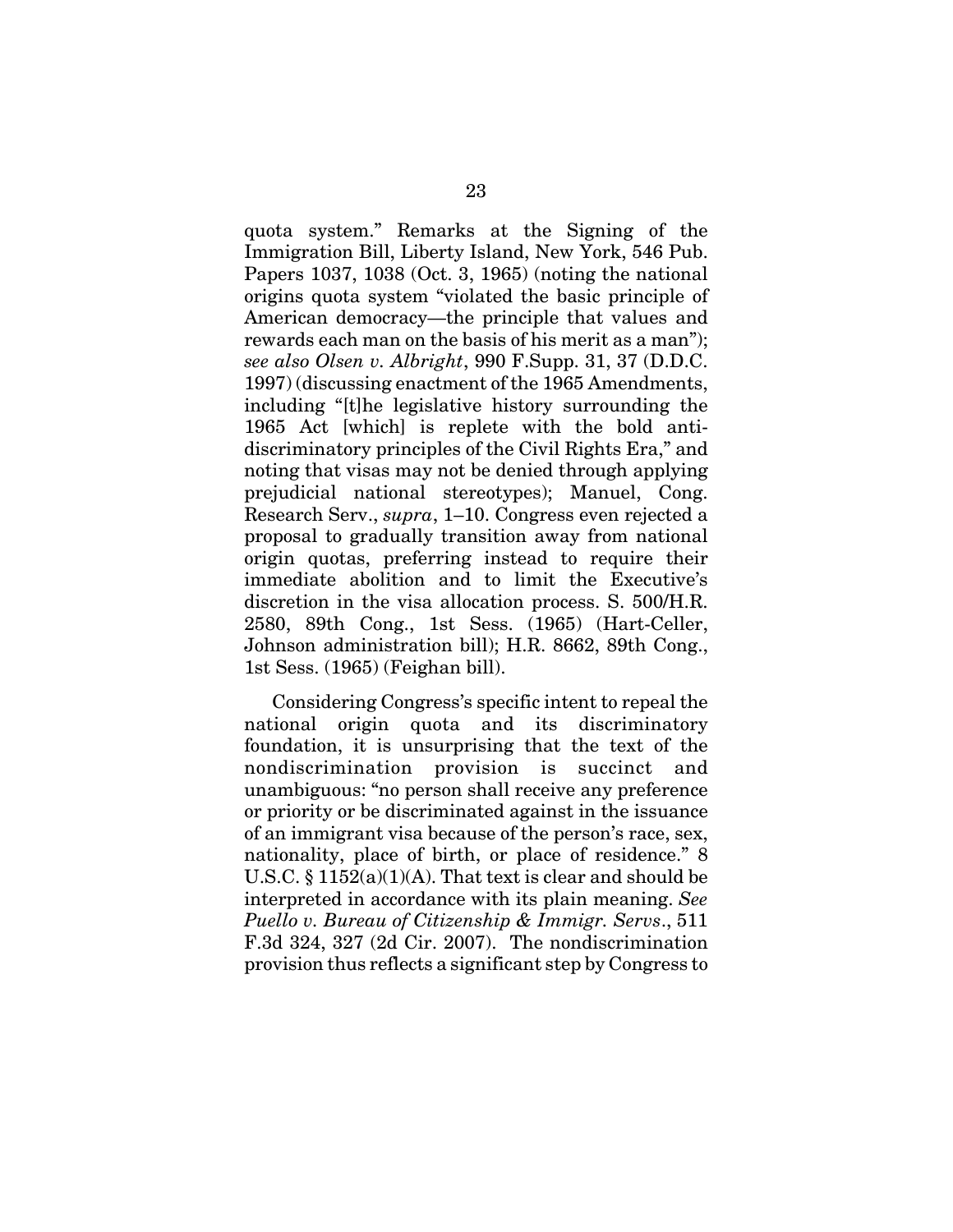quota system." Remarks at the Signing of the Immigration Bill, Liberty Island, New York, 546 Pub. Papers 1037, 1038 (Oct. 3, 1965) (noting the national origins quota system "violated the basic principle of American democracy—the principle that values and rewards each man on the basis of his merit as a man"); *see also Olsen v. Albright*, 990 F.Supp. 31, 37 (D.D.C. 1997) (discussing enactment of the 1965 Amendments, including "[t]he legislative history surrounding the 1965 Act [which] is replete with the bold anti-discriminatory principles of the Civil Rights Era," and noting that visas may not be denied through applying prejudicial national stereotypes); Manuel, Cong. Research Serv., *supra*, 1–10. Congress even rejected a proposal to gradually transition away from national origin quotas, preferring instead to require their immediate abolition and to limit the Executive's discretion in the visa allocation process. S. 500/H.R. 2580, 89th Cong., 1st Sess. (1965) (Hart-Celler, Johnson administration bill); H.R. 8662, 89th Cong., 1st Sess. (1965) (Feighan bill).

Considering Congress's specific intent to repeal the national origin quota and its discriminatory foundation, it is unsurprising that the text of the nondiscrimination provision is succinct and unambiguous: "no person shall receive any preference or priority or be discriminated against in the issuance of an immigrant visa because of the person's race, sex, nationality, place of birth, or place of residence." 8 U.S.C. § 1152(a)(1)(A). That text is clear and should be interpreted in accordance with its plain meaning. *See Puello v. Bureau of Citizenship & Immigr. Servs*., 511 F.3d 324, 327 (2d Cir. 2007). The nondiscrimination provision thus reflects a significant step by Congress to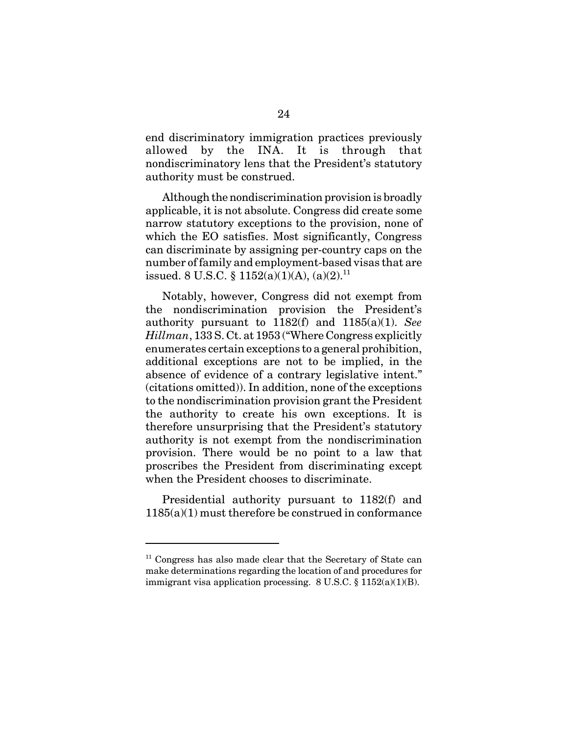end discriminatory immigration practices previously allowed by the INA. It is through that nondiscriminatory lens that the President's statutory authority must be construed.

Although the nondiscrimination provision is broadly applicable, it is not absolute. Congress did create some narrow statutory exceptions to the provision, none of which the EO satisfies. Most significantly, Congress can discriminate by assigning per-country caps on the number of family and employment-based visas that are issued. 8 U.S.C. § 1152(a)(1)(A), (a)(2).[11]

Notably, however, Congress did not exempt from the nondiscrimination provision the President's authority pursuant to 1182(f) and 1185(a)(1). *See Hillman*, 133 S. Ct. at 1953 ("Where Congress explicitly enumerates certain exceptions to a general prohibition, additional exceptions are not to be implied, in the absence of evidence of a contrary legislative intent." (citations omitted)). In addition, none of the exceptions to the nondiscrimination provision grant the President the authority to create his own exceptions. It is therefore unsurprising that the President's statutory authority is not exempt from the nondiscrimination provision. There would be no point to a law that proscribes the President from discriminating except when the President chooses to discriminate.

Presidential authority pursuant to 1182(f) and 1185(a)(1) must therefore be construed in conformance

---

[11] Congress has also made clear that the Secretary of State can make determinations regarding the location of and procedures for immigrant visa application processing. 8 U.S.C. § 1152(a)(1)(B).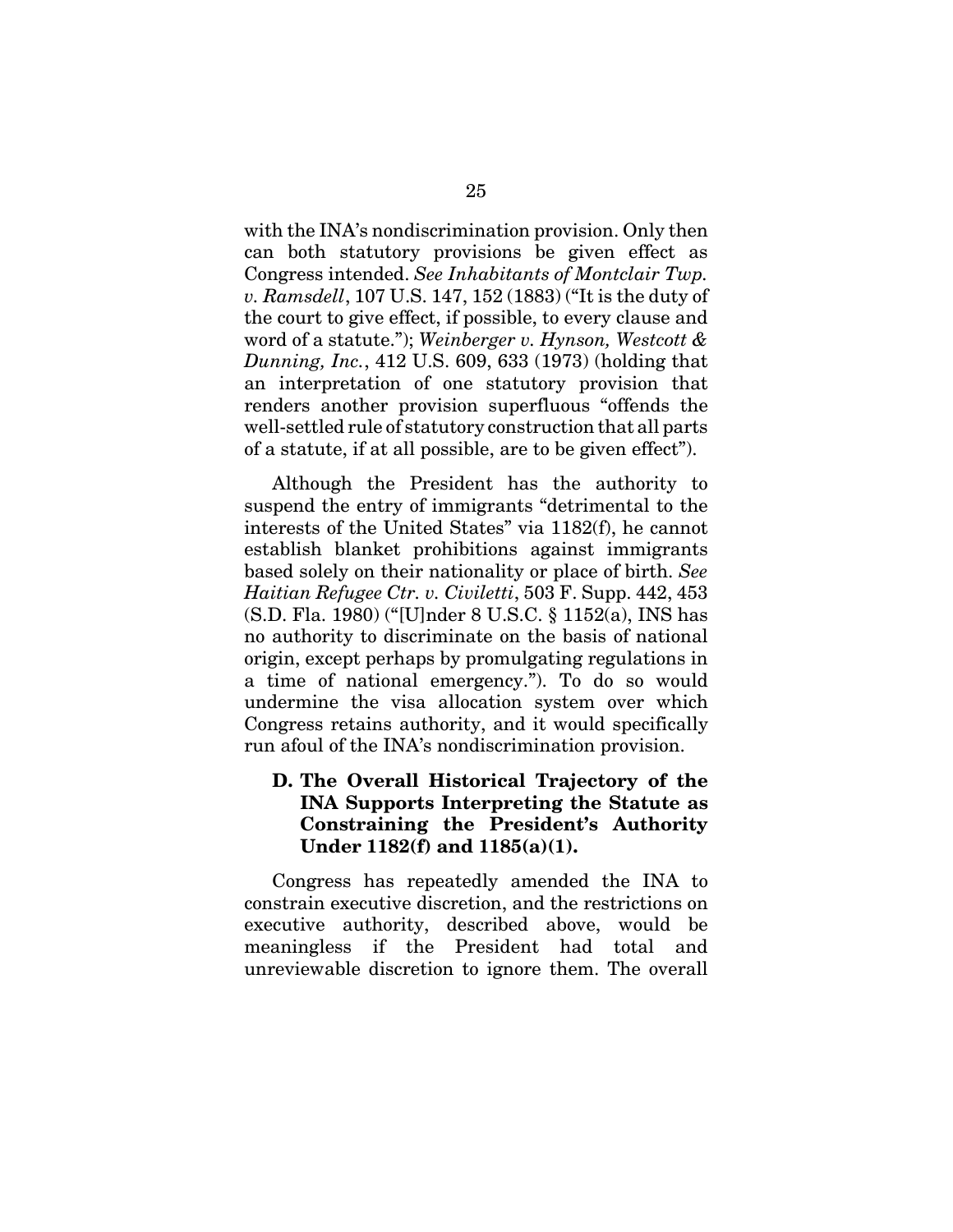with the INA's nondiscrimination provision. Only then can both statutory provisions be given effect as Congress intended. *See Inhabitants of Montclair Twp. v. Ramsdell*, 107 U.S. 147, 152 (1883) ("It is the duty of the court to give effect, if possible, to every clause and word of a statute."); *Weinberger v. Hynson, Westcott & Dunning, Inc.*, 412 U.S. 609, 633 (1973) (holding that an interpretation of one statutory provision that renders another provision superfluous "offends the well-settled rule of statutory construction that all parts of a statute, if at all possible, are to be given effect").

Although the President has the authority to suspend the entry of immigrants "detrimental to the interests of the United States" via 1182(f), he cannot establish blanket prohibitions against immigrants based solely on their nationality or place of birth. *See Haitian Refugee Ctr. v. Civiletti*, 503 F. Supp. 442, 453 (S.D. Fla. 1980) ("[U]nder 8 U.S.C. § 1152(a), INS has no authority to discriminate on the basis of national origin, except perhaps by promulgating regulations in a time of national emergency."). To do so would undermine the visa allocation system over which Congress retains authority, and it would specifically run afoul of the INA's nondiscrimination provision.

### D. The Overall Historical Trajectory of the INA Supports Interpreting the Statute as Constraining the President's Authority Under 1182(f) and 1185(a)(1).

Congress has repeatedly amended the INA to constrain executive discretion, and the restrictions on executive authority, described above, would be meaningless if the President had total and unreviewable discretion to ignore them. The overall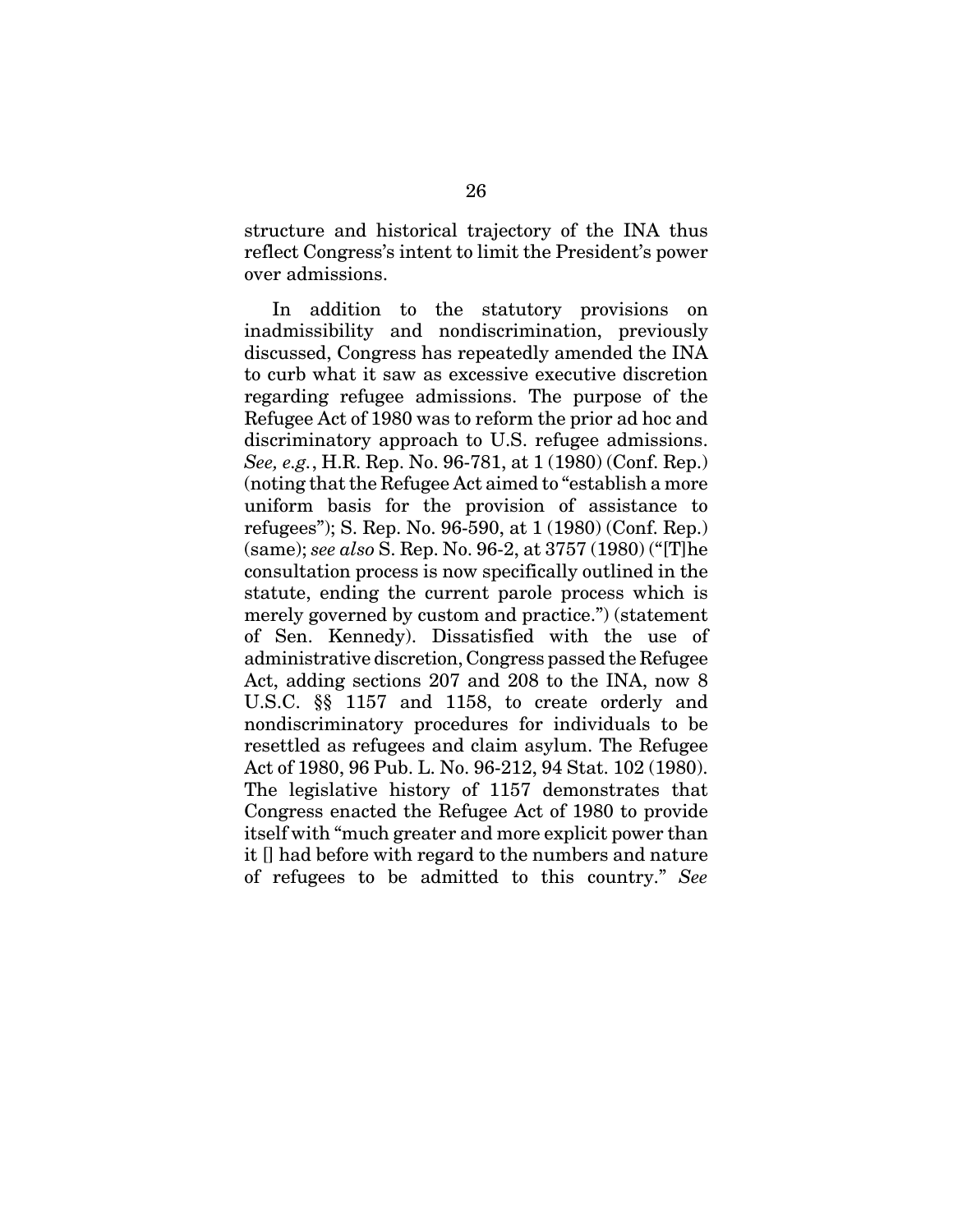structure and historical trajectory of the INA thus reflect Congress's intent to limit the President's power over admissions.

In addition to the statutory provisions on inadmissibility and nondiscrimination, previously discussed, Congress has repeatedly amended the INA to curb what it saw as excessive executive discretion regarding refugee admissions. The purpose of the Refugee Act of 1980 was to reform the prior ad hoc and discriminatory approach to U.S. refugee admissions. *See, e.g.*, H.R. Rep. No. 96-781, at 1 (1980) (Conf. Rep.) (noting that the Refugee Act aimed to "establish a more uniform basis for the provision of assistance to refugees"); S. Rep. No. 96-590, at 1 (1980) (Conf. Rep.) (same); *see also* S. Rep. No. 96-2, at 3757 (1980) ("[T]he consultation process is now specifically outlined in the statute, ending the current parole process which is merely governed by custom and practice.") (statement of Sen. Kennedy). Dissatisfied with the use of administrative discretion, Congress passed the Refugee Act, adding sections 207 and 208 to the INA, now 8 U.S.C. §§ 1157 and 1158, to create orderly and nondiscriminatory procedures for individuals to be resettled as refugees and claim asylum. The Refugee Act of 1980, 96 Pub. L. No. 96-212, 94 Stat. 102 (1980). The legislative history of 1157 demonstrates that Congress enacted the Refugee Act of 1980 to provide itself with "much greater and more explicit power than it [] had before with regard to the numbers and nature of refugees to be admitted to this country." *See*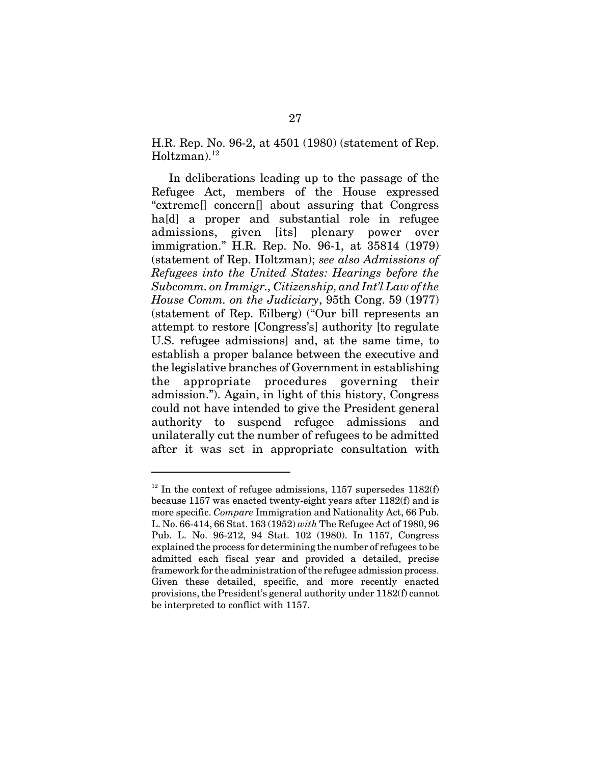H.R. Rep. No. 96-2, at 4501 (1980) (statement of Rep. Holtzman).[12]

In deliberations leading up to the passage of the Refugee Act, members of the House expressed "extreme[] concern[] about assuring that Congress ha[d] a proper and substantial role in refugee admissions, given [its] plenary power over immigration." H.R. Rep. No. 96-1, at 35814 (1979) (statement of Rep. Holtzman); *see also Admissions of Refugees into the United States: Hearings before the Subcomm. on Immigr., Citizenship, and Int'l Law of the House Comm. on the Judiciary*, 95th Cong. 59 (1977) (statement of Rep. Eilberg) ("Our bill represents an attempt to restore [Congress's] authority [to regulate U.S. refugee admissions] and, at the same time, to establish a proper balance between the executive and the legislative branches of Government in establishing the appropriate procedures governing their admission."). Again, in light of this history, Congress could not have intended to give the President general authority to suspend refugee admissions and unilaterally cut the number of refugees to be admitted after it was set in appropriate consultation with

---

[12] In the context of refugee admissions, 1157 supersedes 1182(f) because 1157 was enacted twenty-eight years after 1182(f) and is more specific. *Compare* Immigration and Nationality Act, 66 Pub. L. No. 66-414, 66 Stat. 163 (1952) *with* The Refugee Act of 1980, 96 Pub. L. No. 96-212, 94 Stat. 102 (1980). In 1157, Congress explained the process for determining the number of refugees to be admitted each fiscal year and provided a detailed, precise framework for the administration of the refugee admission process. Given these detailed, specific, and more recently enacted provisions, the President's general authority under 1182(f) cannot be interpreted to conflict with 1157.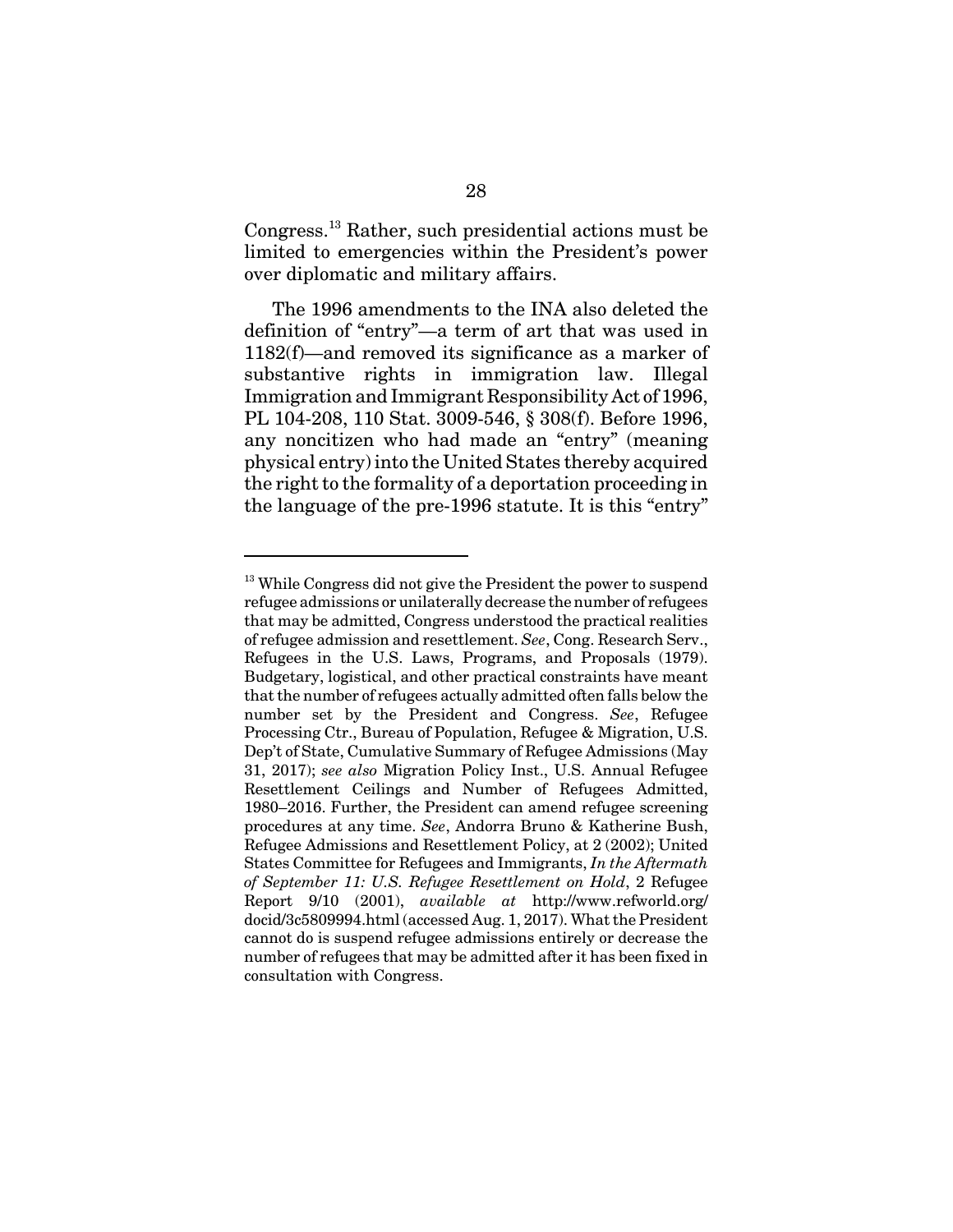Congress.[13] Rather, such presidential actions must be limited to emergencies within the President's power over diplomatic and military affairs.

The 1996 amendments to the INA also deleted the definition of "entry"—a term of art that was used in 1182(f)—and removed its significance as a marker of substantive rights in immigration law. Illegal Immigration and Immigrant Responsibility Act of 1996, PL 104-208, 110 Stat. 3009-546, § 308(f). Before 1996, any noncitizen who had made an "entry" (meaning physical entry) into the United States thereby acquired the right to the formality of a deportation proceeding in the language of the pre-1996 statute. It is this "entry"

---

[13] While Congress did not give the President the power to suspend refugee admissions or unilaterally decrease the number of refugees that may be admitted, Congress understood the practical realities of refugee admission and resettlement. *See*, Cong. Research Serv., Refugees in the U.S. Laws, Programs, and Proposals (1979). Budgetary, logistical, and other practical constraints have meant that the number of refugees actually admitted often falls below the number set by the President and Congress. *See*, Refugee Processing Ctr., Bureau of Population, Refugee & Migration, U.S. Dep't of State, Cumulative Summary of Refugee Admissions (May 31, 2017); *see also* Migration Policy Inst., U.S. Annual Refugee Resettlement Ceilings and Number of Refugees Admitted, 1980–2016. Further, the President can amend refugee screening procedures at any time. *See*, Andorra Bruno & Katherine Bush, Refugee Admissions and Resettlement Policy, at 2 (2002); United States Committee for Refugees and Immigrants, *In the Aftermath of September 11: U.S. Refugee Resettlement on Hold*, 2 Refugee Report 9/10 (2001), *available at* http://www.refworld.org/docid/3c5809994.html (accessed Aug. 1, 2017). What the President cannot do is suspend refugee admissions entirely or decrease the number of refugees that may be admitted after it has been fixed in consultation with Congress.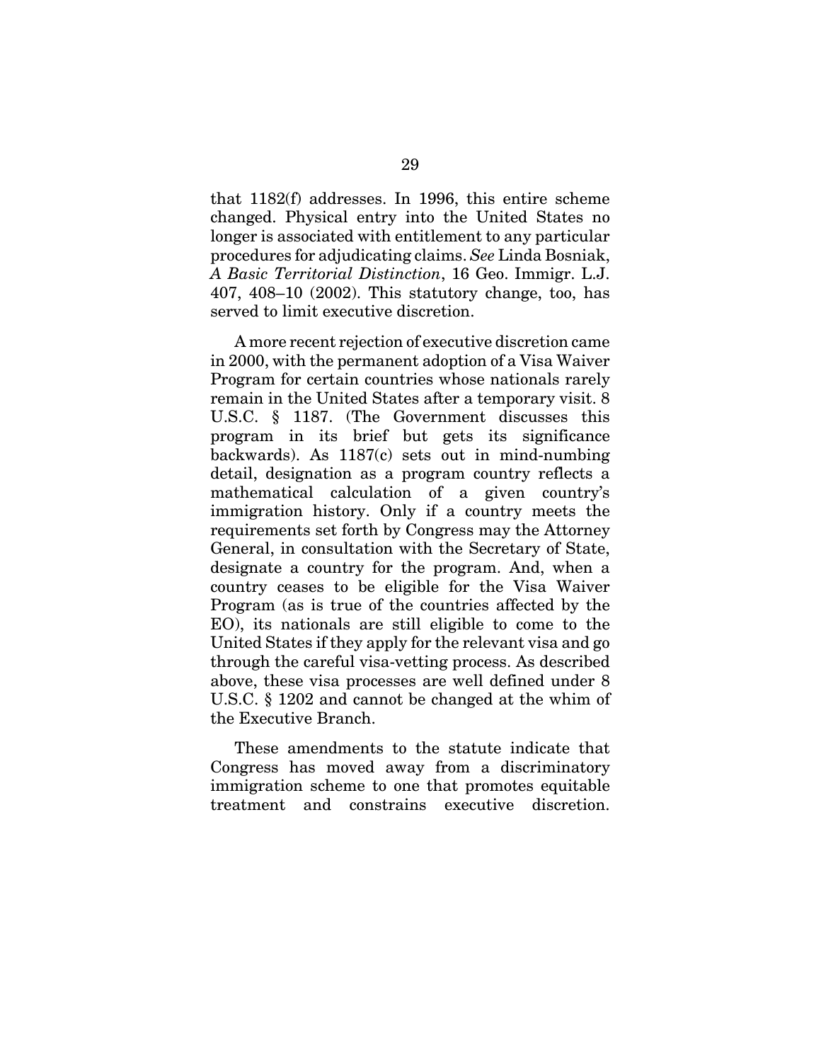that 1182(f) addresses. In 1996, this entire scheme changed. Physical entry into the United States no longer is associated with entitlement to any particular procedures for adjudicating claims. *See* Linda Bosniak, *A Basic Territorial Distinction*, 16 Geo. Immigr. L.J. 407, 408–10 (2002). This statutory change, too, has served to limit executive discretion.

A more recent rejection of executive discretion came in 2000, with the permanent adoption of a Visa Waiver Program for certain countries whose nationals rarely remain in the United States after a temporary visit. 8 U.S.C. § 1187. (The Government discusses this program in its brief but gets its significance backwards). As 1187(c) sets out in mind-numbing detail, designation as a program country reflects a mathematical calculation of a given country's immigration history. Only if a country meets the requirements set forth by Congress may the Attorney General, in consultation with the Secretary of State, designate a country for the program. And, when a country ceases to be eligible for the Visa Waiver Program (as is true of the countries affected by the EO), its nationals are still eligible to come to the United States if they apply for the relevant visa and go through the careful visa-vetting process. As described above, these visa processes are well defined under 8 U.S.C. § 1202 and cannot be changed at the whim of the Executive Branch.

These amendments to the statute indicate that Congress has moved away from a discriminatory immigration scheme to one that promotes equitable treatment and constrains executive discretion.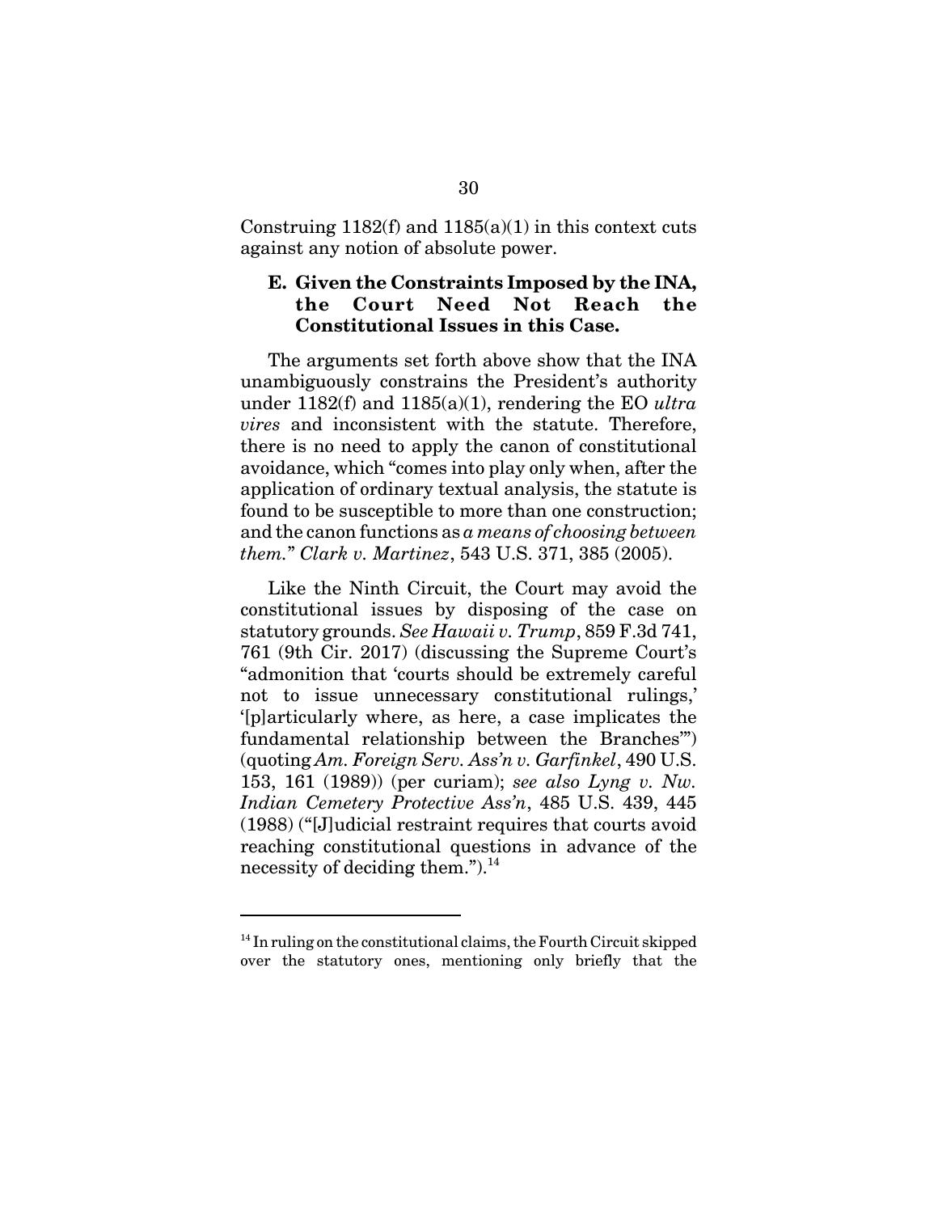Construing 1182(f) and 1185(a)(1) in this context cuts against any notion of absolute power.

### E. Given the Constraints Imposed by the INA, the Court Need Not Reach the Constitutional Issues in this Case.

The arguments set forth above show that the INA unambiguously constrains the President's authority under 1182(f) and 1185(a)(1), rendering the EO *ultra vires* and inconsistent with the statute. Therefore, there is no need to apply the canon of constitutional avoidance, which "comes into play only when, after the application of ordinary textual analysis, the statute is found to be susceptible to more than one construction; and the canon functions as *a means of choosing between them.*" *Clark v. Martinez*, 543 U.S. 371, 385 (2005).

Like the Ninth Circuit, the Court may avoid the constitutional issues by disposing of the case on statutory grounds. *See Hawaii v. Trump*, 859 F.3d 741, 761 (9th Cir. 2017) (discussing the Supreme Court's "admonition that 'courts should be extremely careful not to issue unnecessary constitutional rulings,' '[p]articularly where, as here, a case implicates the fundamental relationship between the Branches'") (quoting *Am. Foreign Serv. Ass'n v. Garfinkel*, 490 U.S. 153, 161 (1989)) (per curiam); *see also Lyng v. Nw. Indian Cemetery Protective Ass'n*, 485 U.S. 439, 445 (1988) ("[J]udicial restraint requires that courts avoid reaching constitutional questions in advance of the necessity of deciding them.").[14]

---

[14] In ruling on the constitutional claims, the Fourth Circuit skipped over the statutory ones, mentioning only briefly that the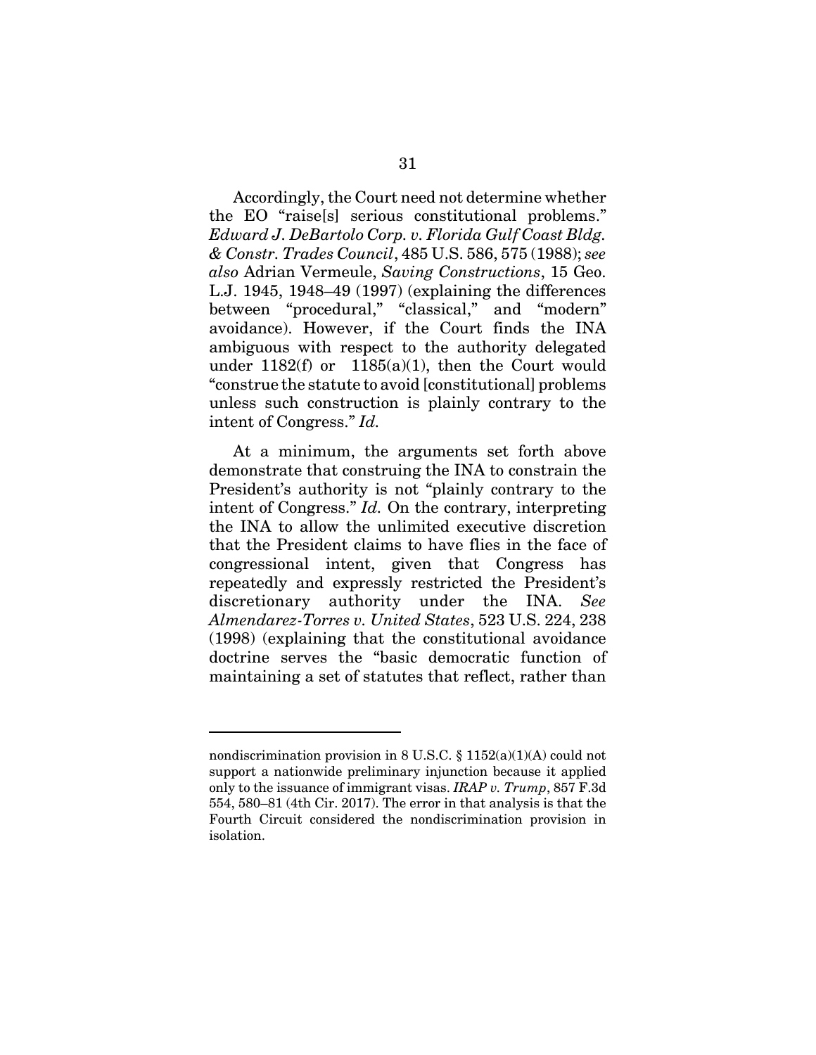Accordingly, the Court need not determine whether the EO "raise[s] serious constitutional problems." *Edward J. DeBartolo Corp. v. Florida Gulf Coast Bldg. & Constr. Trades Council*, 485 U.S. 586, 575 (1988); *see also* Adrian Vermeule, *Saving Constructions*, 15 Geo. L.J. 1945, 1948–49 (1997) (explaining the differences between "procedural," "classical," and "modern" avoidance). However, if the Court finds the INA ambiguous with respect to the authority delegated under 1182(f) or 1185(a)(1), then the Court would "construe the statute to avoid [constitutional] problems unless such construction is plainly contrary to the intent of Congress." *Id.*

At a minimum, the arguments set forth above demonstrate that construing the INA to constrain the President's authority is not "plainly contrary to the intent of Congress." *Id.* On the contrary, interpreting the INA to allow the unlimited executive discretion that the President claims to have flies in the face of congressional intent, given that Congress has repeatedly and expressly restricted the President's discretionary authority under the INA. *See Almendarez-Torres v. United States*, 523 U.S. 224, 238 (1998) (explaining that the constitutional avoidance doctrine serves the "basic democratic function of maintaining a set of statutes that reflect, rather than

---

nondiscrimination provision in 8 U.S.C. § 1152(a)(1)(A) could not support a nationwide preliminary injunction because it applied only to the issuance of immigrant visas. *IRAP v. Trump*, 857 F.3d 554, 580–81 (4th Cir. 2017). The error in that analysis is that the Fourth Circuit considered the nondiscrimination provision in isolation.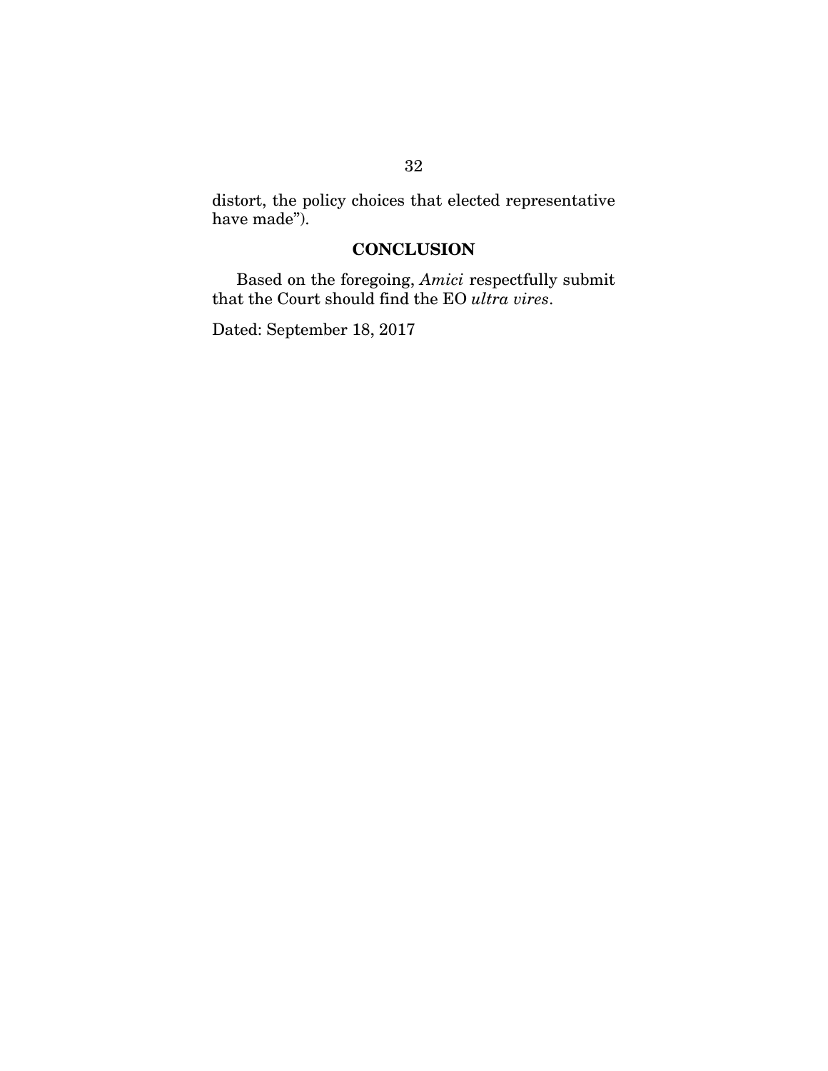distort, the policy choices that elected representative have made").

## CONCLUSION

Based on the foregoing, *Amici* respectfully submit that the Court should find the EO *ultra vires*.

Dated: September 18, 2017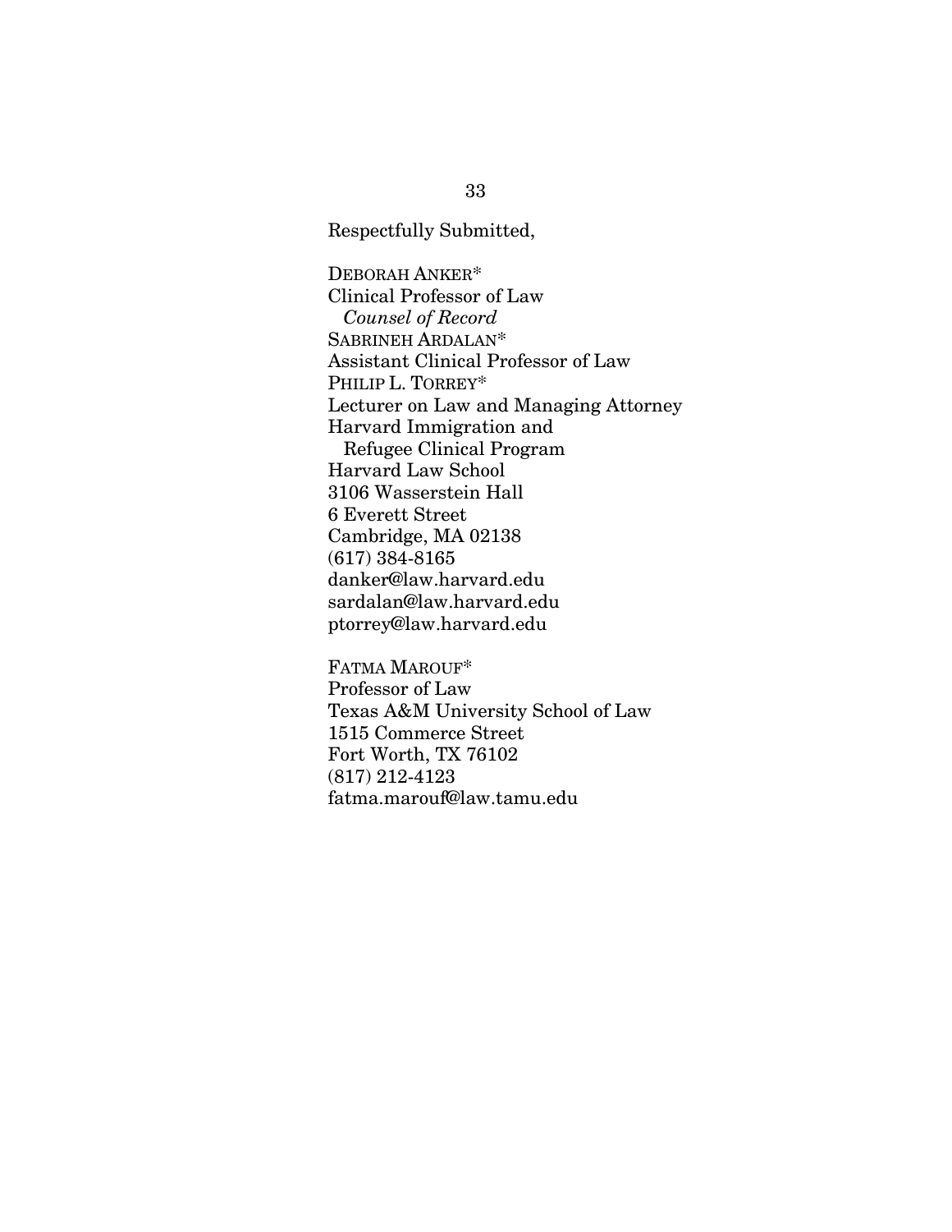Respectfully Submitted,

DEBORAH ANKER*  
Clinical Professor of Law  
*Counsel of Record*  
SABRINEH ARDALAN*  
Assistant Clinical Professor of Law  
PHILIP L. TORREY*  
Lecturer on Law and Managing Attorney  
Harvard Immigration and  
Refugee Clinical Program  
Harvard Law School  
3106 Wasserstein Hall  
6 Everett Street  
Cambridge, MA 02138  
(617) 384-8165  
danker@law.harvard.edu  
sardalan@law.harvard.edu  
ptorrey@law.harvard.edu

FATMA MAROUF*  
Professor of Law  
Texas A&M University School of Law  
1515 Commerce Street  
Fort Worth, TX 76102  
(817) 212-4123  
fatma.marouf@law.tamu.edu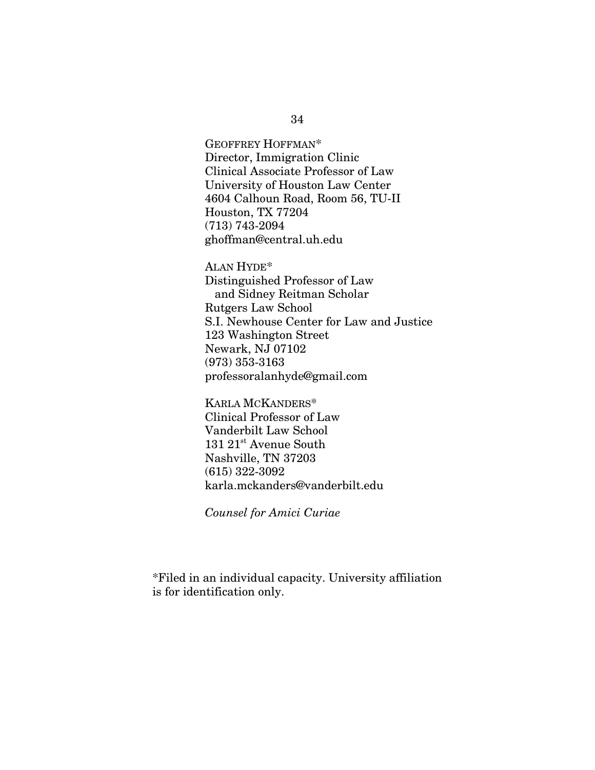GEOFFREY HOFFMAN*
Director, Immigration Clinic
Clinical Associate Professor of Law
University of Houston Law Center
4604 Calhoun Road, Room 56, TU-II
Houston, TX 77204
(713) 743-2094
ghoffman@central.uh.edu

ALAN HYDE*
Distinguished Professor of Law
and Sidney Reitman Scholar
Rutgers Law School
S.I. Newhouse Center for Law and Justice
123 Washington Street
Newark, NJ 07102
(973) 353-3163
professoralanhyde@gmail.com

KARLA MCKANDERS*
Clinical Professor of Law
Vanderbilt Law School
131 21st Avenue South
Nashville, TN 37203
(615) 322-3092
karla.mckanders@vanderbilt.edu

*Counsel for Amici Curiae*

*Filed in an individual capacity. University affiliation is for identification only.